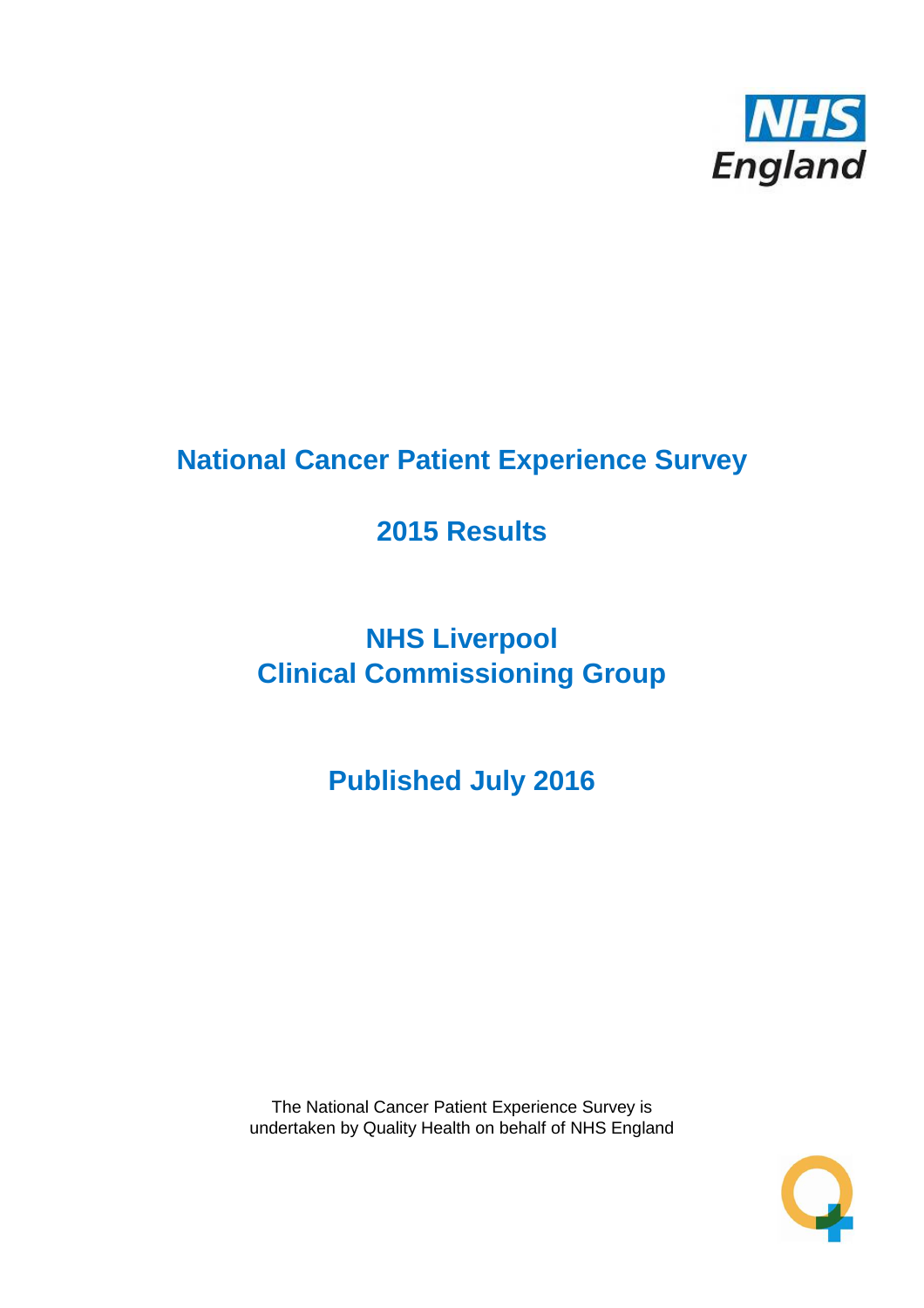NHS England

# National Cancer Patient Experience Survey

## 2015 Results

## NHS Liverpool
## Clinical Commissioning Group

## Published July 2016

The National Cancer Patient Experience Survey is undertaken by Quality Health on behalf of NHS England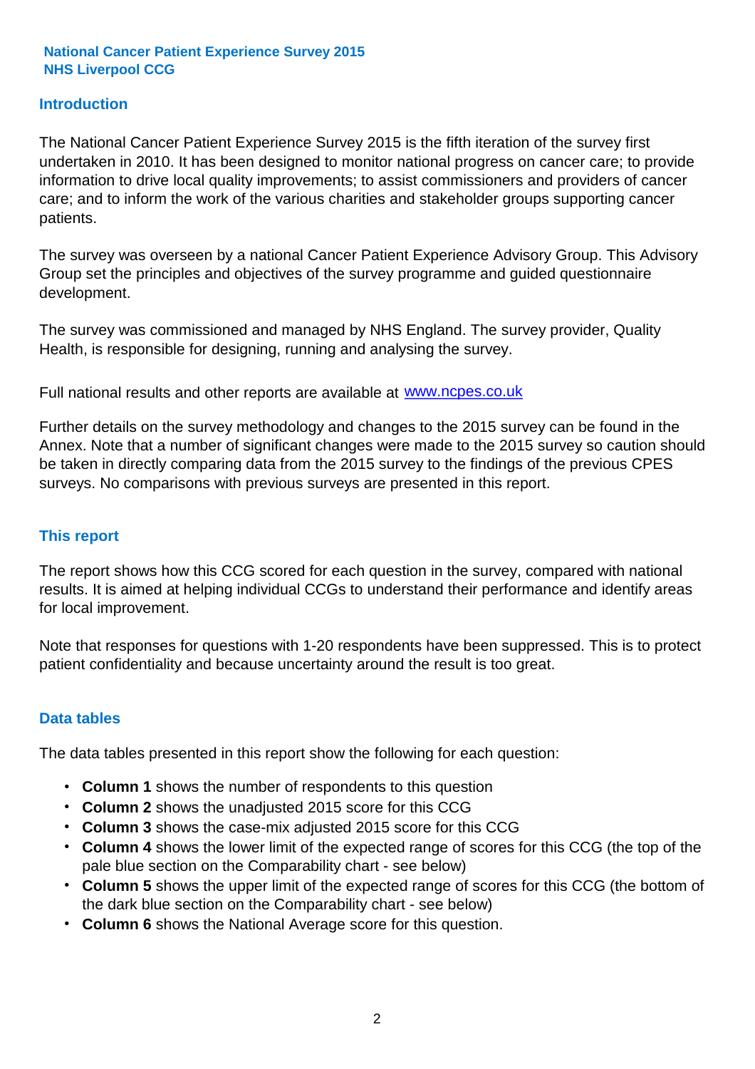**National Cancer Patient Experience Survey 2015**
**NHS Liverpool CCG**

## Introduction

The National Cancer Patient Experience Survey 2015 is the fifth iteration of the survey first undertaken in 2010. It has been designed to monitor national progress on cancer care; to provide information to drive local quality improvements; to assist commissioners and providers of cancer care; and to inform the work of the various charities and stakeholder groups supporting cancer patients.

The survey was overseen by a national Cancer Patient Experience Advisory Group. This Advisory Group set the principles and objectives of the survey programme and guided questionnaire development.

The survey was commissioned and managed by NHS England. The survey provider, Quality Health, is responsible for designing, running and analysing the survey.

Full national results and other reports are available at www.ncpes.co.uk

Further details on the survey methodology and changes to the 2015 survey can be found in the Annex. Note that a number of significant changes were made to the 2015 survey so caution should be taken in directly comparing data from the 2015 survey to the findings of the previous CPES surveys. No comparisons with previous surveys are presented in this report.

## This report

The report shows how this CCG scored for each question in the survey, compared with national results. It is aimed at helping individual CCGs to understand their performance and identify areas for local improvement.

Note that responses for questions with 1-20 respondents have been suppressed. This is to protect patient confidentiality and because uncertainty around the result is too great.

## Data tables

The data tables presented in this report show the following for each question:

- **Column 1** shows the number of respondents to this question
- **Column 2** shows the unadjusted 2015 score for this CCG
- **Column 3** shows the case-mix adjusted 2015 score for this CCG
- **Column 4** shows the lower limit of the expected range of scores for this CCG (the top of the pale blue section on the Comparability chart - see below)
- **Column 5** shows the upper limit of the expected range of scores for this CCG (the bottom of the dark blue section on the Comparability chart - see below)
- **Column 6** shows the National Average score for this question.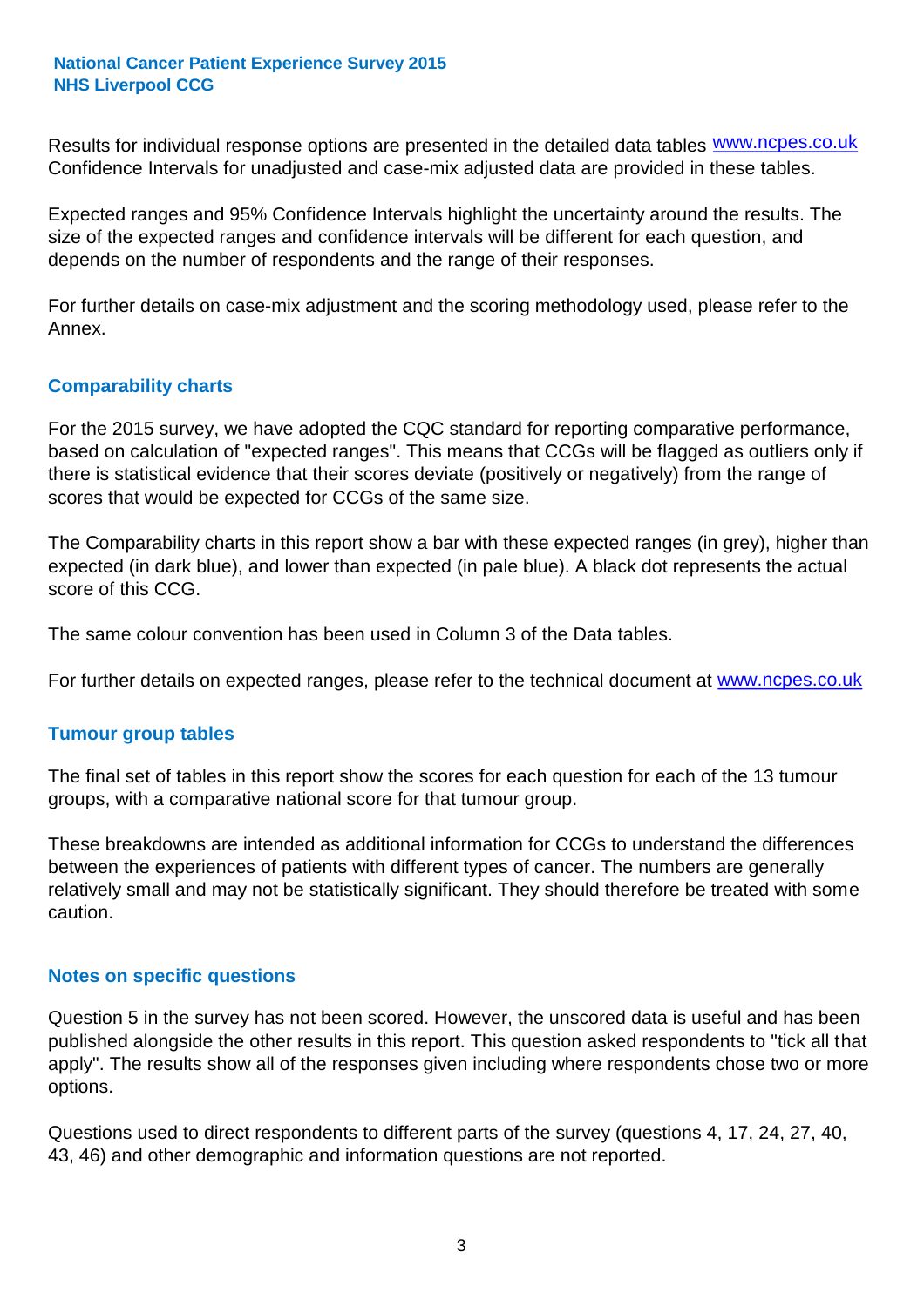Results for individual response options are presented in the detailed data tables www.ncpes.co.uk Confidence Intervals for unadjusted and case-mix adjusted data are provided in these tables.

Expected ranges and 95% Confidence Intervals highlight the uncertainty around the results. The size of the expected ranges and confidence intervals will be different for each question, and depends on the number of respondents and the range of their responses.

For further details on case-mix adjustment and the scoring methodology used, please refer to the Annex.

## Comparability charts

For the 2015 survey, we have adopted the CQC standard for reporting comparative performance, based on calculation of "expected ranges". This means that CCGs will be flagged as outliers only if there is statistical evidence that their scores deviate (positively or negatively) from the range of scores that would be expected for CCGs of the same size.

The Comparability charts in this report show a bar with these expected ranges (in grey), higher than expected (in dark blue), and lower than expected (in pale blue). A black dot represents the actual score of this CCG.

The same colour convention has been used in Column 3 of the Data tables.

For further details on expected ranges, please refer to the technical document at www.ncpes.co.uk

## Tumour group tables

The final set of tables in this report show the scores for each question for each of the 13 tumour groups, with a comparative national score for that tumour group.

These breakdowns are intended as additional information for CCGs to understand the differences between the experiences of patients with different types of cancer. The numbers are generally relatively small and may not be statistically significant. They should therefore be treated with some caution.

## Notes on specific questions

Question 5 in the survey has not been scored. However, the unscored data is useful and has been published alongside the other results in this report. This question asked respondents to "tick all that apply". The results show all of the responses given including where respondents chose two or more options.

Questions used to direct respondents to different parts of the survey (questions 4, 17, 24, 27, 40, 43, 46) and other demographic and information questions are not reported.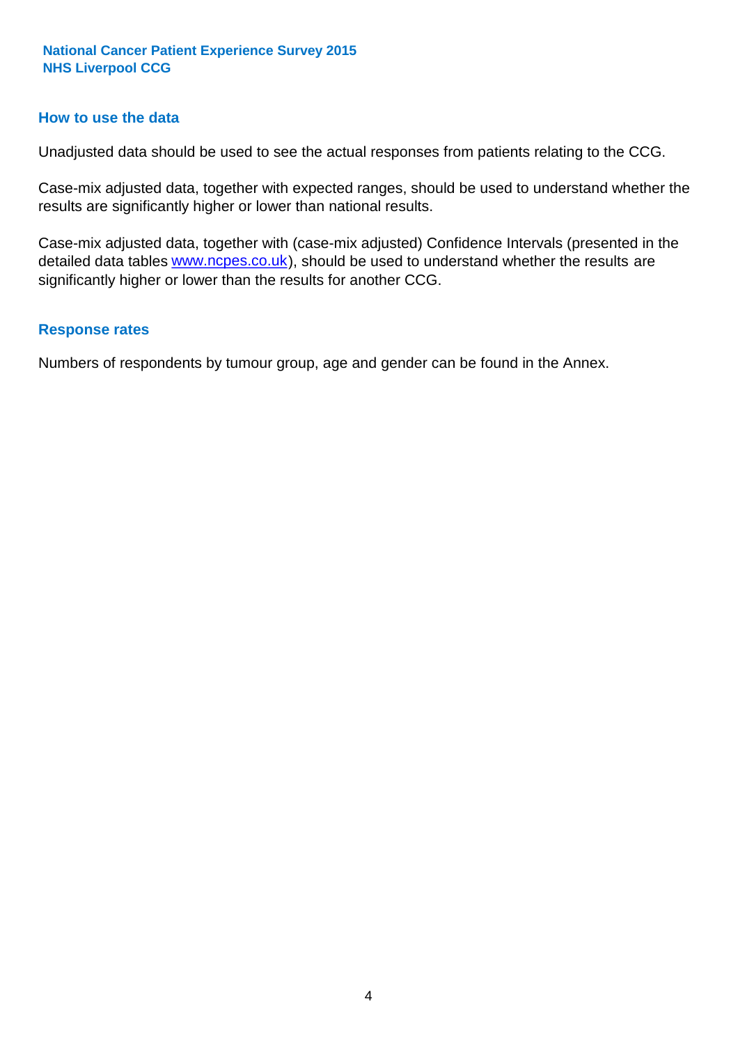## How to use the data

Unadjusted data should be used to see the actual responses from patients relating to the CCG.

Case-mix adjusted data, together with expected ranges, should be used to understand whether the results are significantly higher or lower than national results.

Case-mix adjusted data, together with (case-mix adjusted) Confidence Intervals (presented in the detailed data tables www.ncpes.co.uk), should be used to understand whether the results are significantly higher or lower than the results for another CCG.

## Response rates

Numbers of respondents by tumour group, age and gender can be found in the Annex.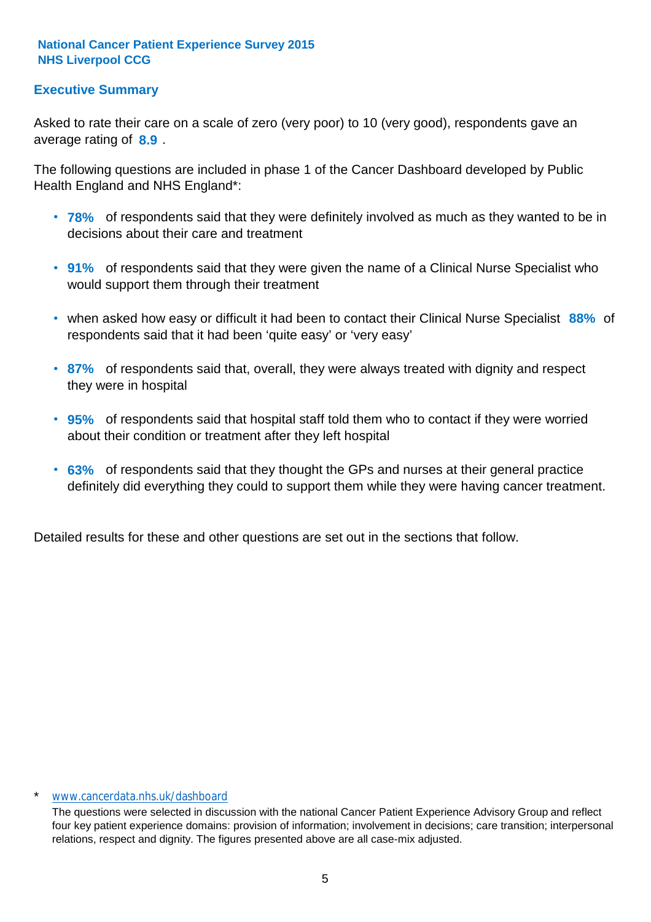**National Cancer Patient Experience Survey 2015**
**NHS Liverpool CCG**

## Executive Summary

Asked to rate their care on a scale of zero (very poor) to 10 (very good), respondents gave an average rating of **8.9** .

The following questions are included in phase 1 of the Cancer Dashboard developed by Public Health England and NHS England*:

- **78%** of respondents said that they were definitely involved as much as they wanted to be in decisions about their care and treatment
- **91%** of respondents said that they were given the name of a Clinical Nurse Specialist who would support them through their treatment
- when asked how easy or difficult it had been to contact their Clinical Nurse Specialist **88%** of respondents said that it had been 'quite easy' or 'very easy'
- **87%** of respondents said that, overall, they were always treated with dignity and respect they were in hospital
- **95%** of respondents said that hospital staff told them who to contact if they were worried about their condition or treatment after they left hospital
- **63%** of respondents said that they thought the GPs and nurses at their general practice definitely did everything they could to support them while they were having cancer treatment.

Detailed results for these and other questions are set out in the sections that follow.

\* www.cancerdata.nhs.uk/dashboard

The questions were selected in discussion with the national Cancer Patient Experience Advisory Group and reflect four key patient experience domains: provision of information; involvement in decisions; care transition; interpersonal relations, respect and dignity. The figures presented above are all case-mix adjusted.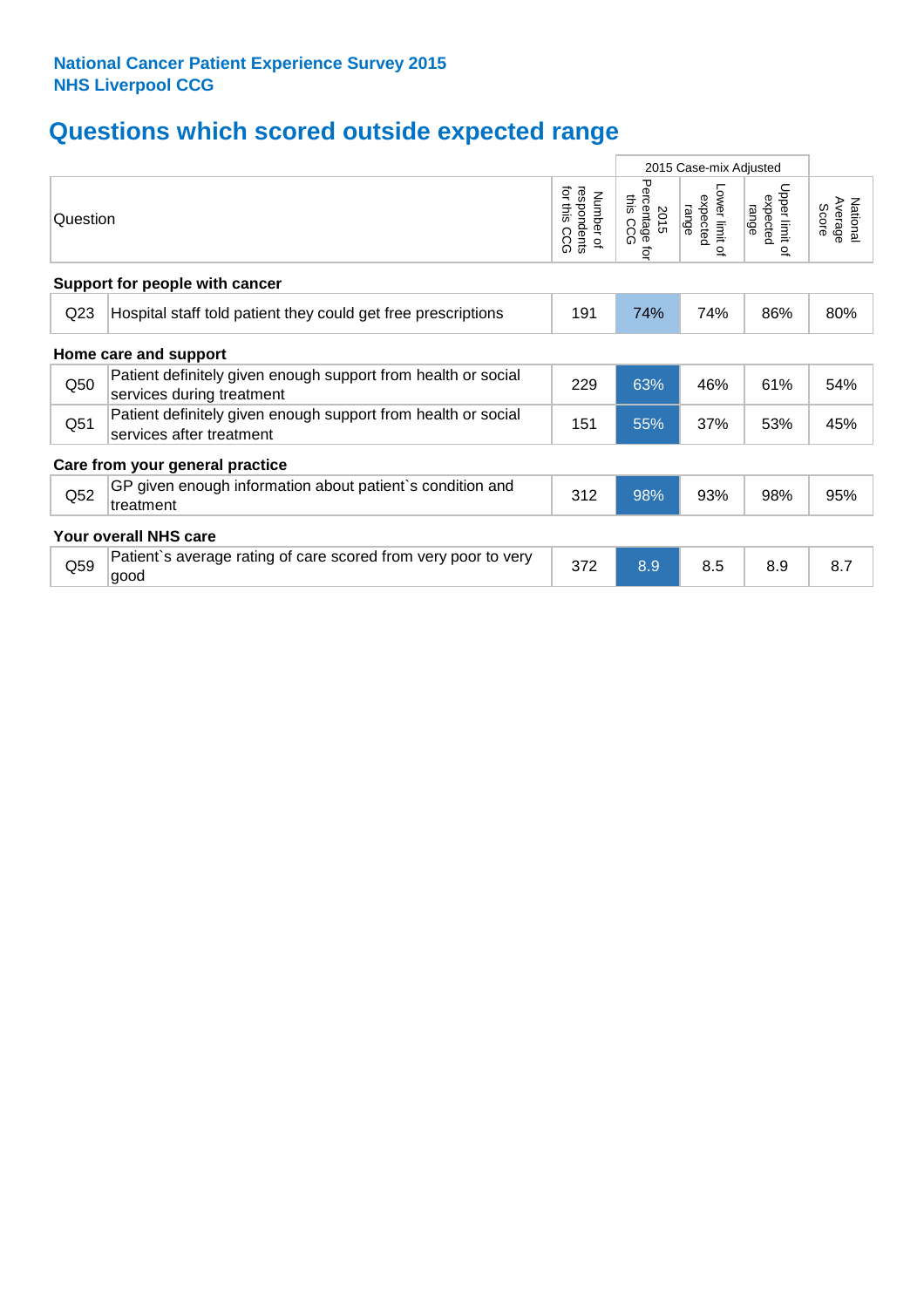**National Cancer Patient Experience Survey 2015**
**NHS Liverpool CCG**

# Questions which scored outside expected range

| | Question | Number of respondents for this CCG | 2015 Case-mix Adjusted | | | National Average Score |
|---|---|---|---|---|---|---|
| | | | 2015 Percentage for this CCG | Lower limit of expected range | Upper limit of expected range | |
| **Support for people with cancer** | | | | | | |
| Q23 | Hospital staff told patient they could get free prescriptions | 191 | 74% | 74% | 86% | 80% |
| **Home care and support** | | | | | | |
| Q50 | Patient definitely given enough support from health or social services during treatment | 229 | 63% | 46% | 61% | 54% |
| Q51 | Patient definitely given enough support from health or social services after treatment | 151 | 55% | 37% | 53% | 45% |
| **Care from your general practice** | | | | | | |
| Q52 | GP given enough information about patient`s condition and treatment | 312 | 98% | 93% | 98% | 95% |
| **Your overall NHS care** | | | | | | |
| Q59 | Patient`s average rating of care scored from very poor to very good | 372 | 8.9 | 8.5 | 8.9 | 8.7 |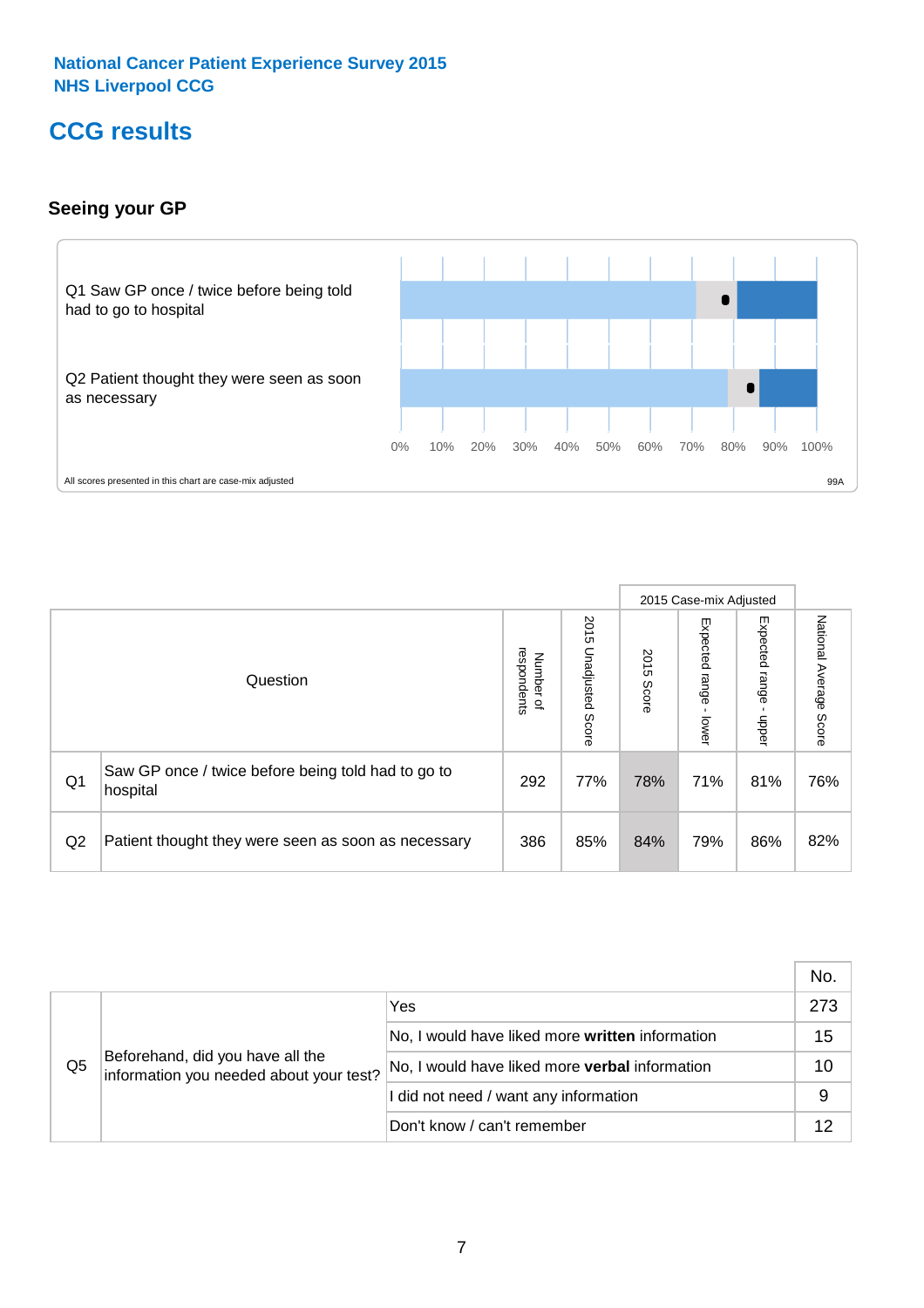National Cancer Patient Experience Survey 2015
NHS Liverpool CCG

# CCG results

### Seeing your GP

Q1 Saw GP once / twice before being told had to go to hospital

Q2 Patient thought they were seen as soon as necessary

0% 10% 20% 30% 40% 50% 60% 70% 80% 90% 100%

All scores presented in this chart are case-mix adjusted

99A

| | Question | Number of respondents | 2015 Unadjusted Score | 2015 Case-mix Adjusted: 2015 Score | 2015 Case-mix Adjusted: Expected range - lower | 2015 Case-mix Adjusted: Expected range - upper | National Average Score |
|---|---|---|---|---|---|---|---|
| Q1 | Saw GP once / twice before being told had to go to hospital | 292 | 77% | 78% | 71% | 81% | 76% |
| Q2 | Patient thought they were seen as soon as necessary | 386 | 85% | 84% | 79% | 86% | 82% |

| | | | No. |
|---|---|---|---|
| Q5 | Beforehand, did you have all the information you needed about your test? | Yes | 273 |
| | | No, I would have liked more **written** information | 15 |
| | | No, I would have liked more **verbal** information | 10 |
| | | I did not need / want any information | 9 |
| | | Don't know / can't remember | 12 |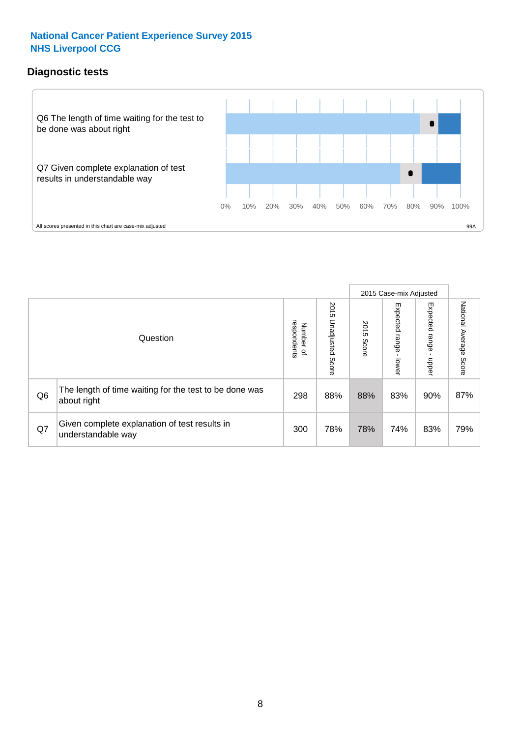National Cancer Patient Experience Survey 2015
NHS Liverpool CCG

## Diagnostic tests

Q6 The length of time waiting for the test to be done was about right

Q7 Given complete explanation of test results in understandable way

0% 10% 20% 30% 40% 50% 60% 70% 80% 90% 100%

All scores presented in this chart are case-mix adjusted

99A

| | Question | Number of respondents | 2015 Unadjusted Score | 2015 Case-mix Adjusted 2015 Score | 2015 Case-mix Adjusted Expected range - lower | 2015 Case-mix Adjusted Expected range - upper | National Average Score |
|---|---|---|---|---|---|---|---|
| Q6 | The length of time waiting for the test to be done was about right | 298 | 88% | 88% | 83% | 90% | 87% |
| Q7 | Given complete explanation of test results in understandable way | 300 | 78% | 78% | 74% | 83% | 79% |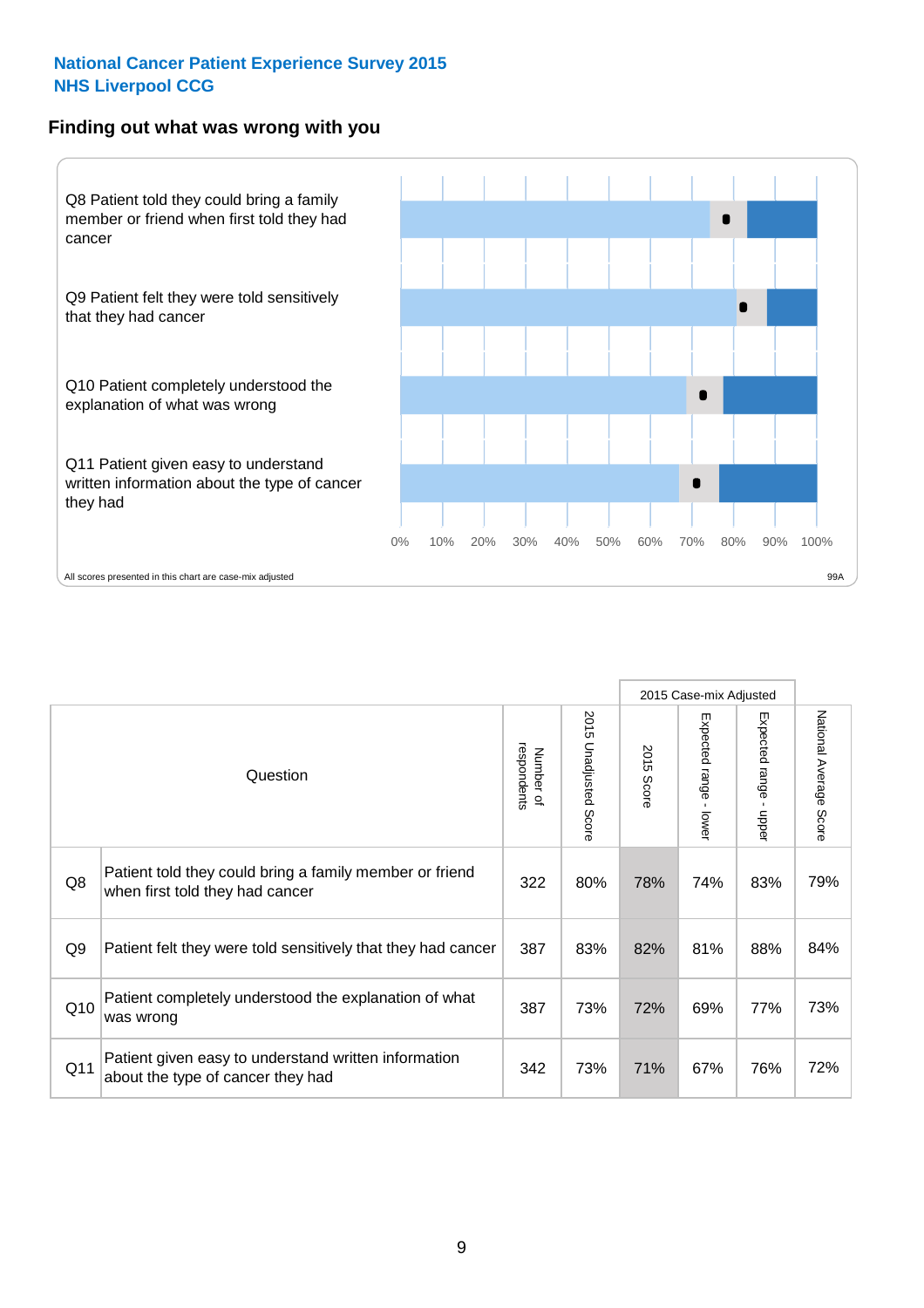**National Cancer Patient Experience Survey 2015**
**NHS Liverpool CCG**

## Finding out what was wrong with you

Q8 Patient told they could bring a family member or friend when first told they had cancer

Q9 Patient felt they were told sensitively that they had cancer

Q10 Patient completely understood the explanation of what was wrong

Q11 Patient given easy to understand written information about the type of cancer they had

0% 10% 20% 30% 40% 50% 60% 70% 80% 90% 100%

All scores presented in this chart are case-mix adjusted

99A

| | Question | Number of respondents | 2015 Unadjusted Score | 2015 Case-mix Adjusted: 2015 Score | 2015 Case-mix Adjusted: Expected range - lower | 2015 Case-mix Adjusted: Expected range - upper | National Average Score |
|---|---|---|---|---|---|---|---|
| Q8 | Patient told they could bring a family member or friend when first told they had cancer | 322 | 80% | 78% | 74% | 83% | 79% |
| Q9 | Patient felt they were told sensitively that they had cancer | 387 | 83% | 82% | 81% | 88% | 84% |
| Q10 | Patient completely understood the explanation of what was wrong | 387 | 73% | 72% | 69% | 77% | 73% |
| Q11 | Patient given easy to understand written information about the type of cancer they had | 342 | 73% | 71% | 67% | 76% | 72% |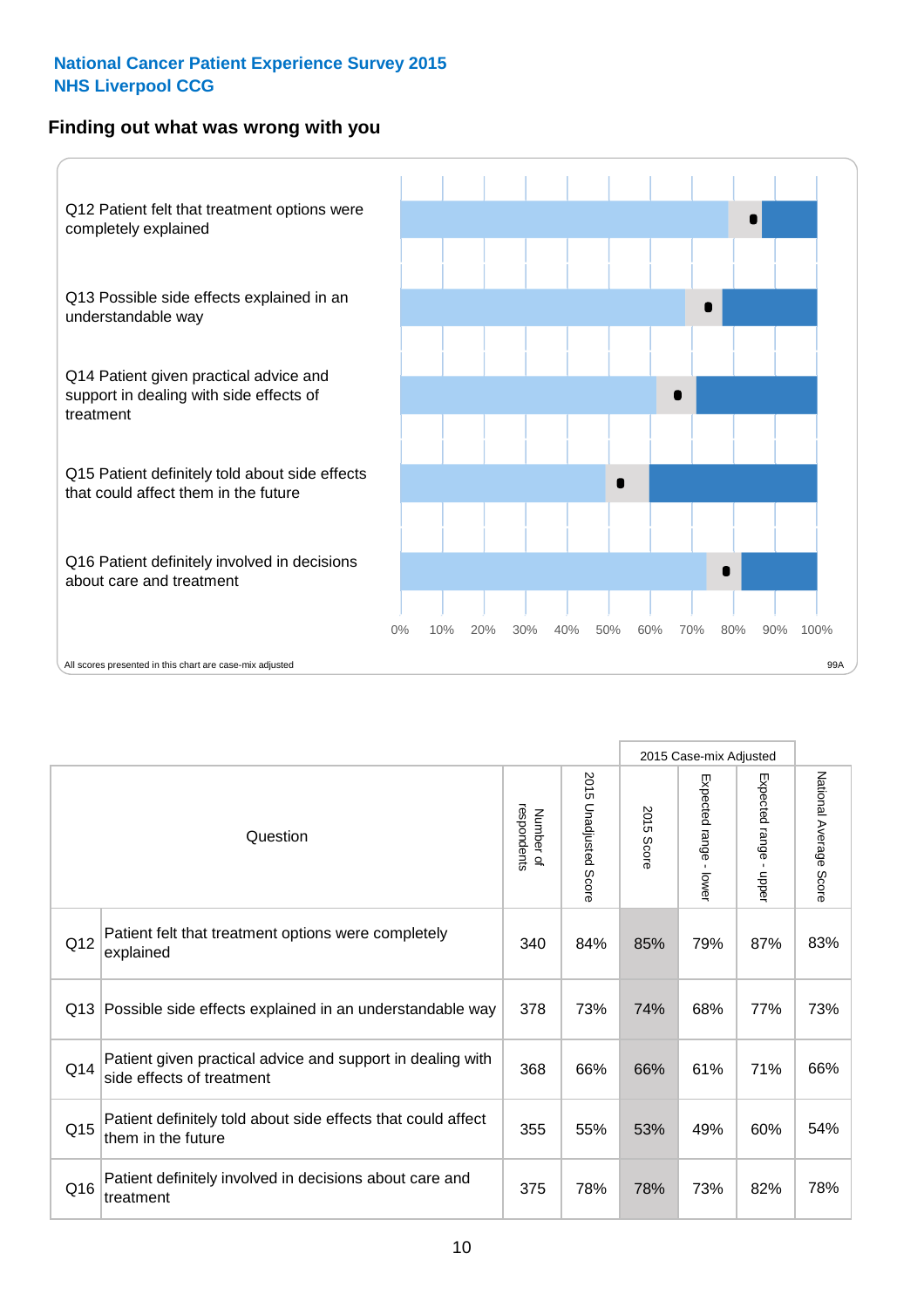**National Cancer Patient Experience Survey 2015**
**NHS Liverpool CCG**

## Finding out what was wrong with you

Q12 Patient felt that treatment options were completely explained

Q13 Possible side effects explained in an understandable way

Q14 Patient given practical advice and support in dealing with side effects of treatment

Q15 Patient definitely told about side effects that could affect them in the future

Q16 Patient definitely involved in decisions about care and treatment

0% 10% 20% 30% 40% 50% 60% 70% 80% 90% 100%

All scores presented in this chart are case-mix adjusted

99A

| Question | | Number of respondents | 2015 Unadjusted Score | 2015 Case-mix Adjusted | | | National Average Score |
|---|---|---|---|---|---|---|---|
| | | | | 2015 Score | Expected range - lower | Expected range - upper | |
| Q12 | Patient felt that treatment options were completely explained | 340 | 84% | 85% | 79% | 87% | 83% |
| Q13 | Possible side effects explained in an understandable way | 378 | 73% | 74% | 68% | 77% | 73% |
| Q14 | Patient given practical advice and support in dealing with side effects of treatment | 368 | 66% | 66% | 61% | 71% | 66% |
| Q15 | Patient definitely told about side effects that could affect them in the future | 355 | 55% | 53% | 49% | 60% | 54% |
| Q16 | Patient definitely involved in decisions about care and treatment | 375 | 78% | 78% | 73% | 82% | 78% |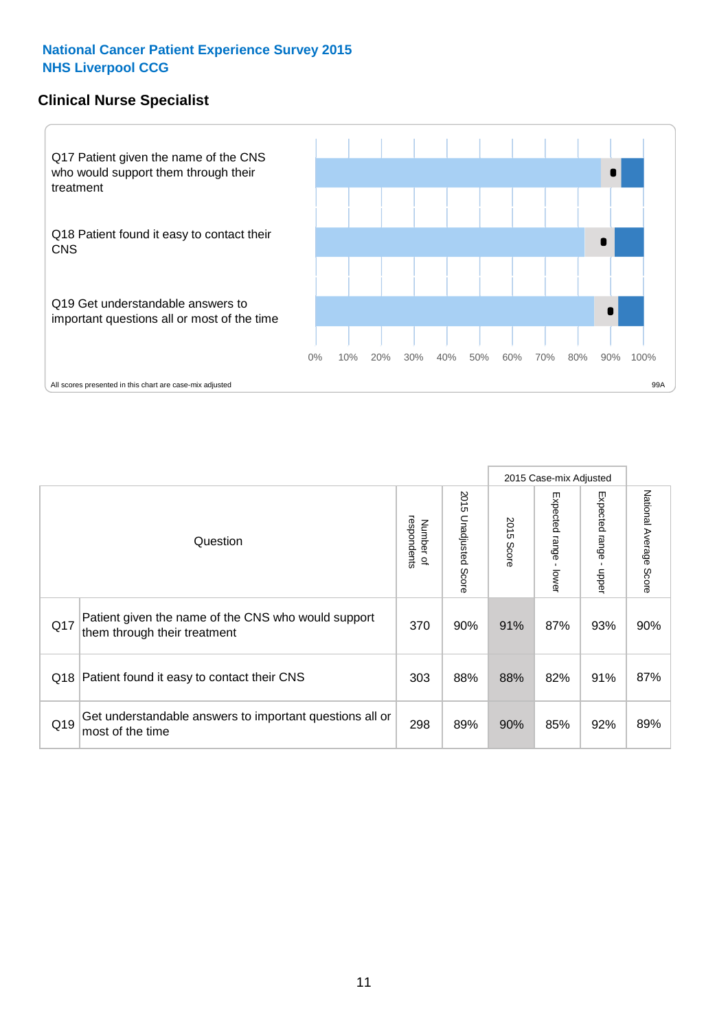# National Cancer Patient Experience Survey 2015
## NHS Liverpool CCG

### Clinical Nurse Specialist

Q17 Patient given the name of the CNS who would support them through their treatment

Q18 Patient found it easy to contact their CNS

Q19 Get understandable answers to important questions all or most of the time

0% 10% 20% 30% 40% 50% 60% 70% 80% 90% 100%

All scores presented in this chart are case-mix adjusted

99A

| | Question | Number of respondents | 2015 Unadjusted Score | 2015 Case-mix Adjusted | | | National Average Score |
|---|---|---|---|---|---|---|---|
| | | | | 2015 Score | Expected range - lower | Expected range - upper | |
| Q17 | Patient given the name of the CNS who would support them through their treatment | 370 | 90% | 91% | 87% | 93% | 90% |
| Q18 | Patient found it easy to contact their CNS | 303 | 88% | 88% | 82% | 91% | 87% |
| Q19 | Get understandable answers to important questions all or most of the time | 298 | 89% | 90% | 85% | 92% | 89% |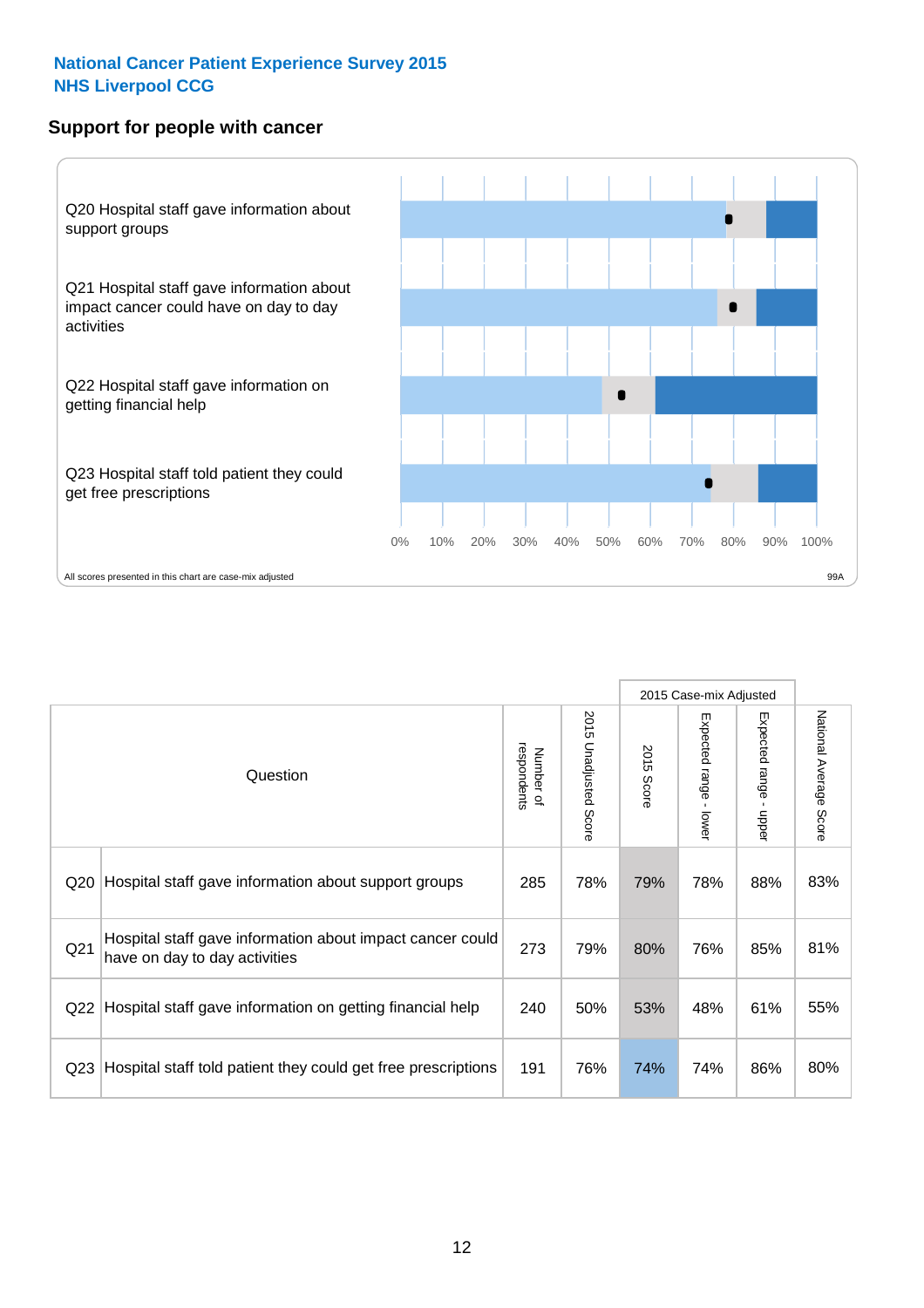**National Cancer Patient Experience Survey 2015**
**NHS Liverpool CCG**

## Support for people with cancer

Q20 Hospital staff gave information about support groups

Q21 Hospital staff gave information about impact cancer could have on day to day activities

Q22 Hospital staff gave information on getting financial help

Q23 Hospital staff told patient they could get free prescriptions

0% 10% 20% 30% 40% 50% 60% 70% 80% 90% 100%

All scores presented in this chart are case-mix adjusted

99A

| | Question | Number of respondents | 2015 Unadjusted Score | 2015 Case-mix Adjusted: 2015 Score | 2015 Case-mix Adjusted: Expected range - lower | 2015 Case-mix Adjusted: Expected range - upper | National Average Score |
|---|---|---|---|---|---|---|---|
| Q20 | Hospital staff gave information about support groups | 285 | 78% | 79% | 78% | 88% | 83% |
| Q21 | Hospital staff gave information about impact cancer could have on day to day activities | 273 | 79% | 80% | 76% | 85% | 81% |
| Q22 | Hospital staff gave information on getting financial help | 240 | 50% | 53% | 48% | 61% | 55% |
| Q23 | Hospital staff told patient they could get free prescriptions | 191 | 76% | 74% | 74% | 86% | 80% |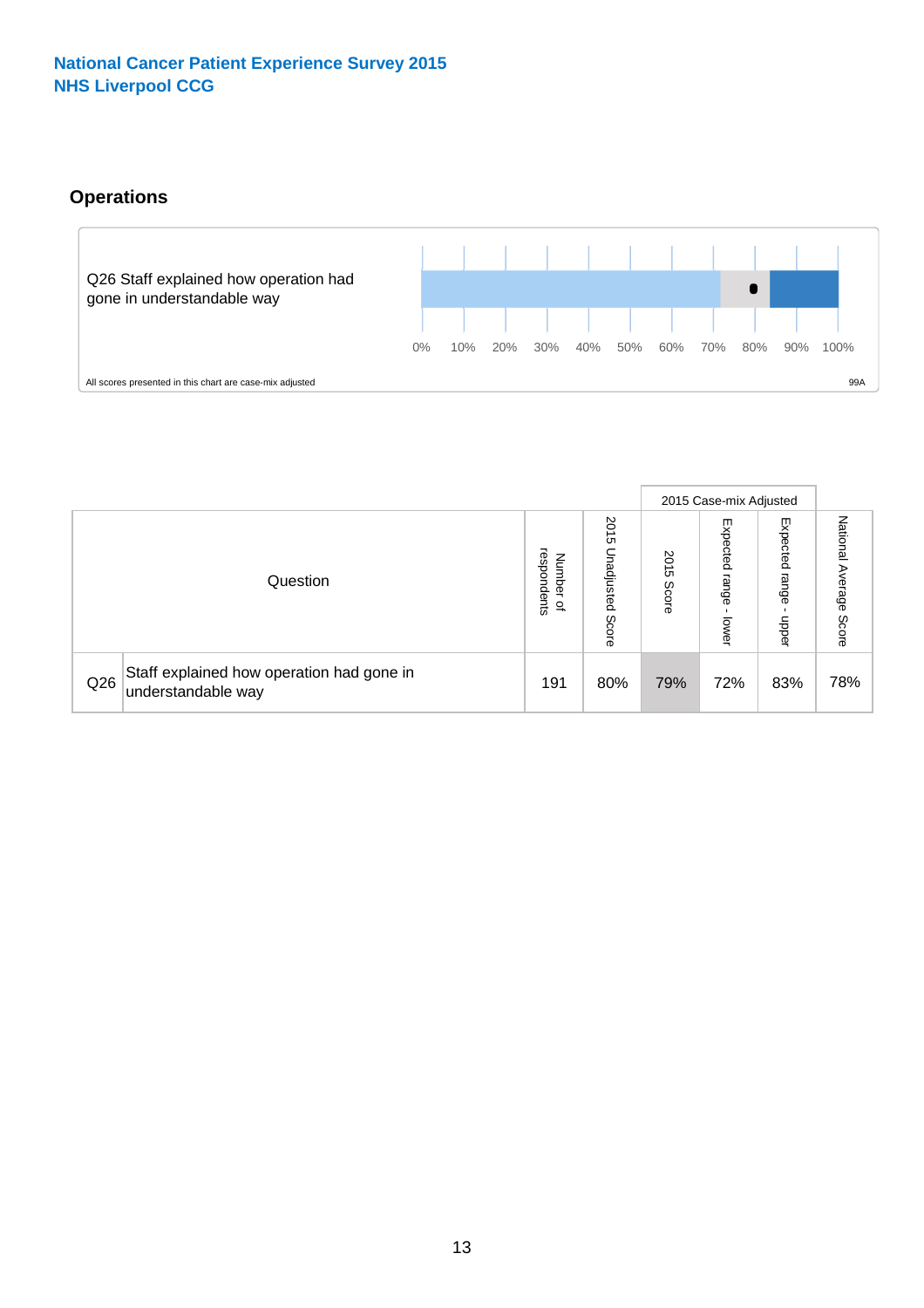**National Cancer Patient Experience Survey 2015**
**NHS Liverpool CCG**

## Operations

Q26 Staff explained how operation had gone in understandable way

0% 10% 20% 30% 40% 50% 60% 70% 80% 90% 100%

All scores presented in this chart are case-mix adjusted

99A

| Question | | Number of respondents | 2015 Unadjusted Score | 2015 Case-mix Adjusted | | | National Average Score |
|---|---|---|---|---|---|---|---|
| | | | | 2015 Score | Expected range - lower | Expected range - upper | |
| Q26 | Staff explained how operation had gone in understandable way | 191 | 80% | 79% | 72% | 83% | 78% |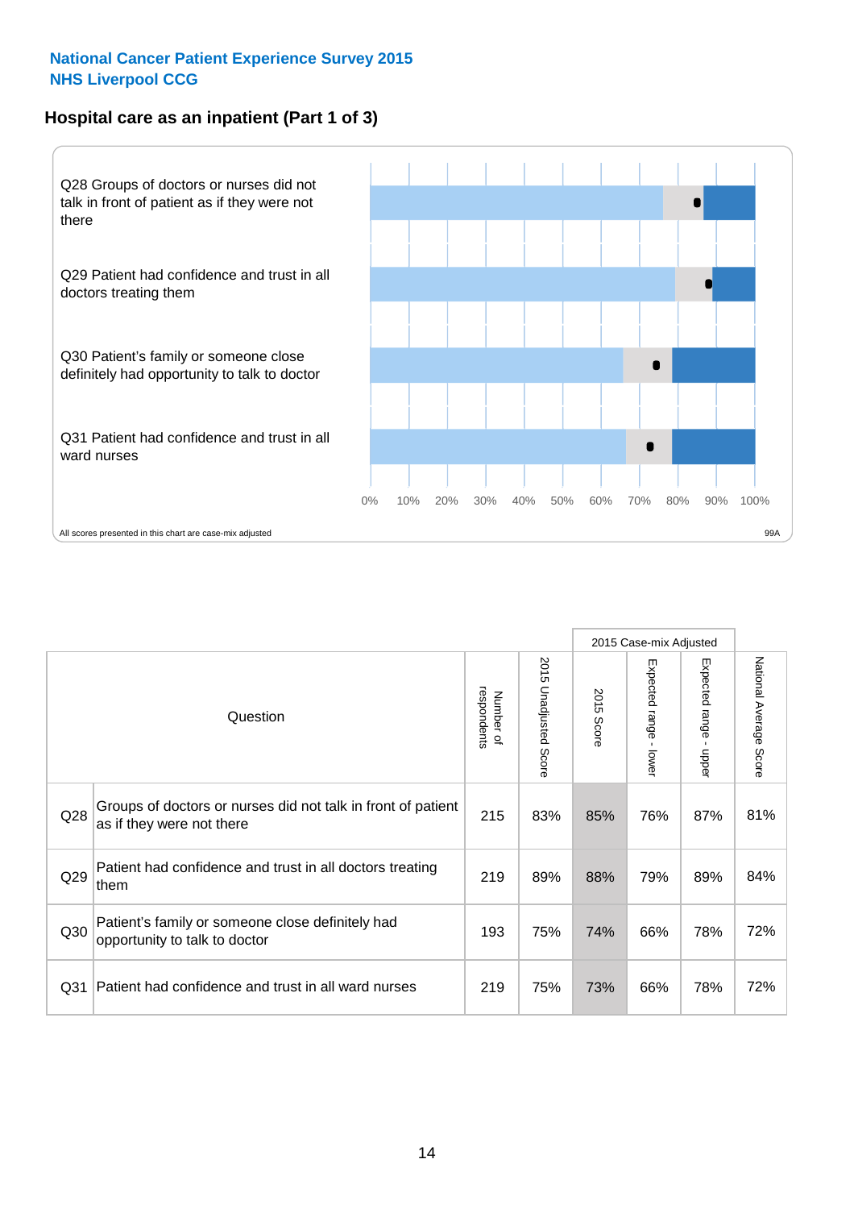National Cancer Patient Experience Survey 2015
NHS Liverpool CCG

## Hospital care as an inpatient (Part 1 of 3)

Q28 Groups of doctors or nurses did not talk in front of patient as if they were not there

Q29 Patient had confidence and trust in all doctors treating them

Q30 Patient's family or someone close definitely had opportunity to talk to doctor

Q31 Patient had confidence and trust in all ward nurses

0% 10% 20% 30% 40% 50% 60% 70% 80% 90% 100%

All scores presented in this chart are case-mix adjusted

99A

| | Question | Number of respondents | 2015 Unadjusted Score | 2015 Case-mix Adjusted: 2015 Score | 2015 Case-mix Adjusted: Expected range - lower | 2015 Case-mix Adjusted: Expected range - upper | National Average Score |
|---|---|---|---|---|---|---|---|
| Q28 | Groups of doctors or nurses did not talk in front of patient as if they were not there | 215 | 83% | 85% | 76% | 87% | 81% |
| Q29 | Patient had confidence and trust in all doctors treating them | 219 | 89% | 88% | 79% | 89% | 84% |
| Q30 | Patient's family or someone close definitely had opportunity to talk to doctor | 193 | 75% | 74% | 66% | 78% | 72% |
| Q31 | Patient had confidence and trust in all ward nurses | 219 | 75% | 73% | 66% | 78% | 72% |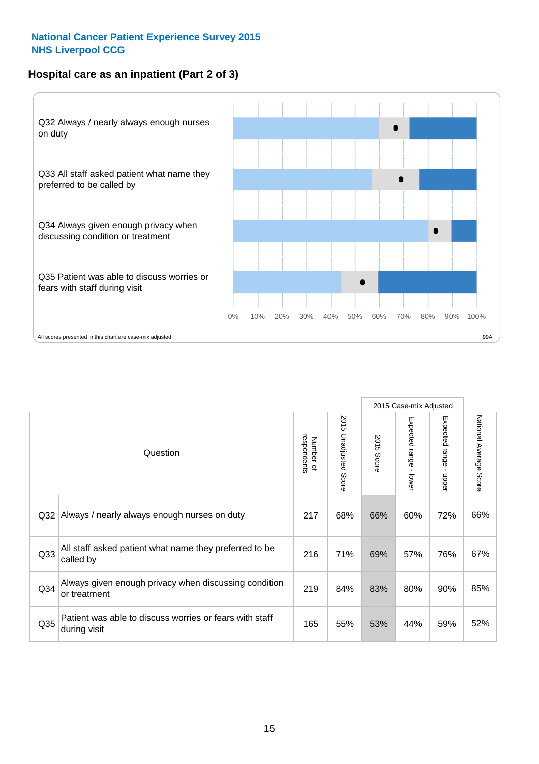National Cancer Patient Experience Survey 2015
NHS Liverpool CCG

## Hospital care as an inpatient (Part 2 of 3)

Q32 Always / nearly always enough nurses on duty

Q33 All staff asked patient what name they preferred to be called by

Q34 Always given enough privacy when discussing condition or treatment

Q35 Patient was able to discuss worries or fears with staff during visit

0% 10% 20% 30% 40% 50% 60% 70% 80% 90% 100%

All scores presented in this chart are case-mix adjusted

99A

| Question | | Number of respondents | 2015 Unadjusted Score | 2015 Case-mix Adjusted | | | National Average Score |
|---|---|---|---|---|---|---|---|
| | | | | 2015 Score | Expected range - lower | Expected range - upper | |
| Q32 | Always / nearly always enough nurses on duty | 217 | 68% | 66% | 60% | 72% | 66% |
| Q33 | All staff asked patient what name they preferred to be called by | 216 | 71% | 69% | 57% | 76% | 67% |
| Q34 | Always given enough privacy when discussing condition or treatment | 219 | 84% | 83% | 80% | 90% | 85% |
| Q35 | Patient was able to discuss worries or fears with staff during visit | 165 | 55% | 53% | 44% | 59% | 52% |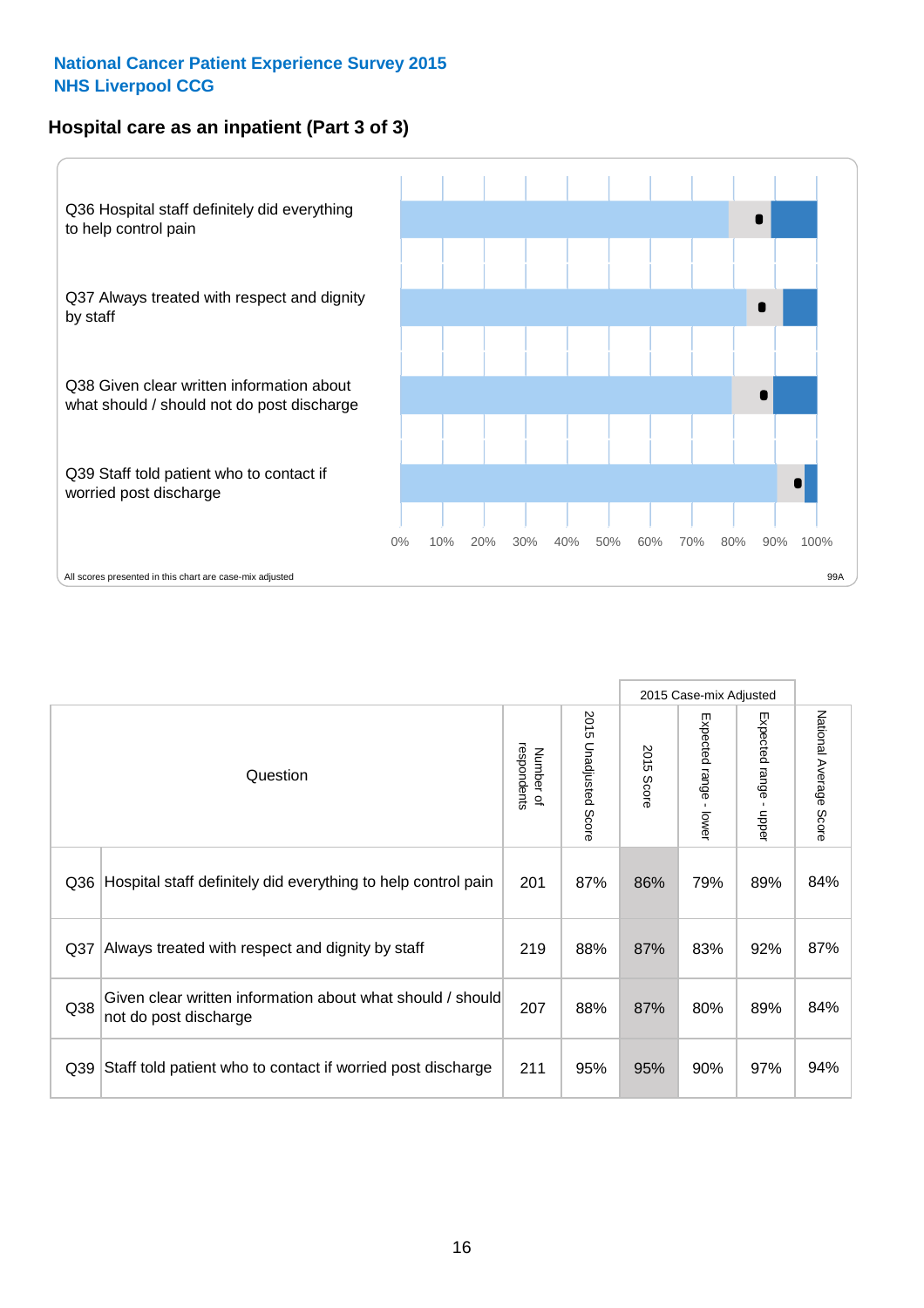National Cancer Patient Experience Survey 2015
NHS Liverpool CCG

## Hospital care as an inpatient (Part 3 of 3)

Q36 Hospital staff definitely did everything to help control pain

Q37 Always treated with respect and dignity by staff

Q38 Given clear written information about what should / should not do post discharge

Q39 Staff told patient who to contact if worried post discharge

0% 10% 20% 30% 40% 50% 60% 70% 80% 90% 100%

All scores presented in this chart are case-mix adjusted

99A

| Question | | Number of respondents | 2015 Unadjusted Score | 2015 Case-mix Adjusted | | | National Average Score |
|---|---|---|---|---|---|---|---|
| | | | | 2015 Score | Expected range - lower | Expected range - upper | |
| Q36 | Hospital staff definitely did everything to help control pain | 201 | 87% | 86% | 79% | 89% | 84% |
| Q37 | Always treated with respect and dignity by staff | 219 | 88% | 87% | 83% | 92% | 87% |
| Q38 | Given clear written information about what should / should not do post discharge | 207 | 88% | 87% | 80% | 89% | 84% |
| Q39 | Staff told patient who to contact if worried post discharge | 211 | 95% | 95% | 90% | 97% | 94% |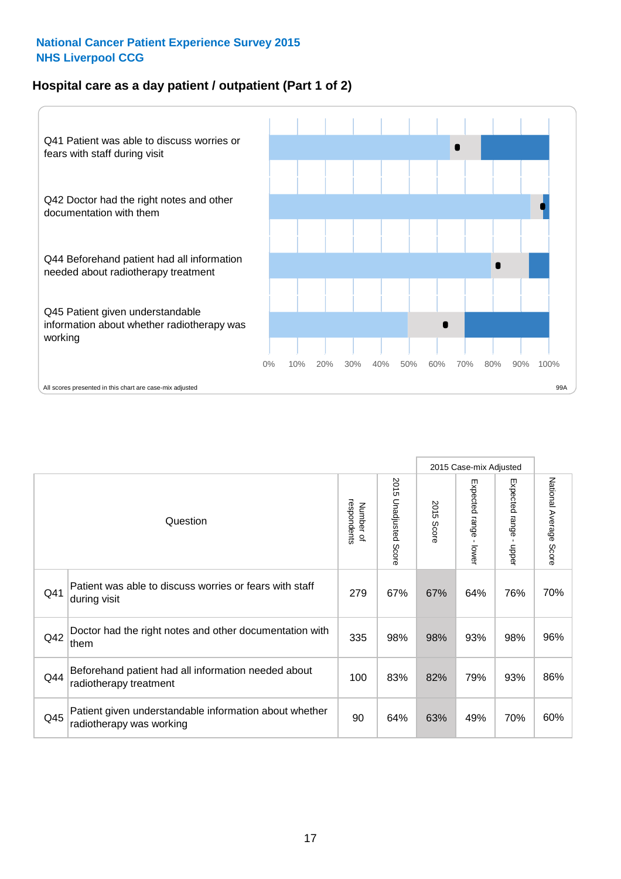National Cancer Patient Experience Survey 2015
NHS Liverpool CCG

## Hospital care as a day patient / outpatient (Part 1 of 2)

Q41 Patient was able to discuss worries or fears with staff during visit

Q42 Doctor had the right notes and other documentation with them

Q44 Beforehand patient had all information needed about radiotherapy treatment

Q45 Patient given understandable information about whether radiotherapy was working

0% 10% 20% 30% 40% 50% 60% 70% 80% 90% 100%

All scores presented in this chart are case-mix adjusted

99A

| Question | | Number of respondents | 2015 Unadjusted Score | 2015 Case-mix Adjusted | | | National Average Score |
|---|---|---|---|---|---|---|---|
| | | | | 2015 Score | Expected range - lower | Expected range - upper | |
| Q41 | Patient was able to discuss worries or fears with staff during visit | 279 | 67% | 67% | 64% | 76% | 70% |
| Q42 | Doctor had the right notes and other documentation with them | 335 | 98% | 98% | 93% | 98% | 96% |
| Q44 | Beforehand patient had all information needed about radiotherapy treatment | 100 | 83% | 82% | 79% | 93% | 86% |
| Q45 | Patient given understandable information about whether radiotherapy was working | 90 | 64% | 63% | 49% | 70% | 60% |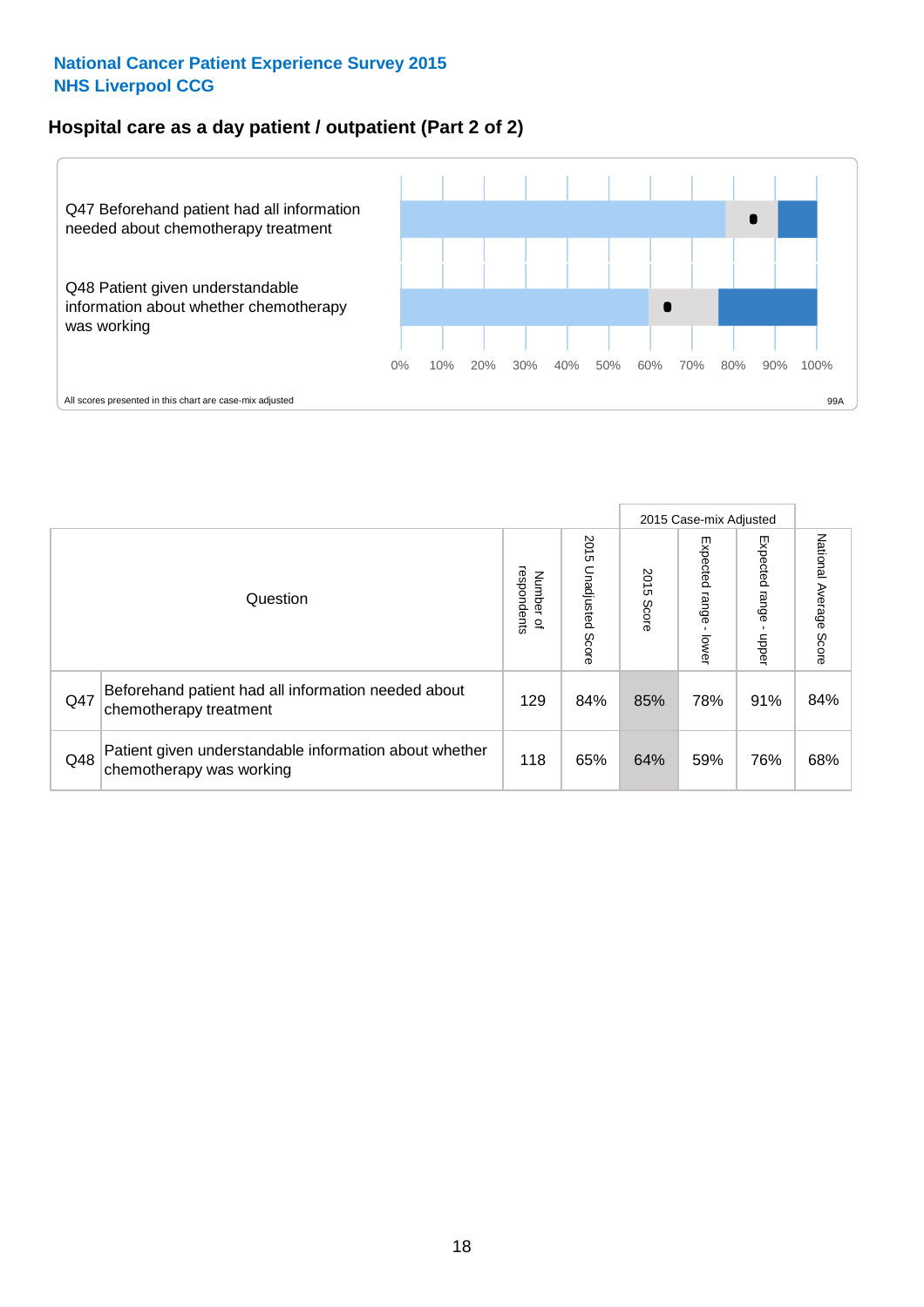**National Cancer Patient Experience Survey 2015**
**NHS Liverpool CCG**

## Hospital care as a day patient / outpatient (Part 2 of 2)

Q47 Beforehand patient had all information needed about chemotherapy treatment

Q48 Patient given understandable information about whether chemotherapy was working

0% 10% 20% 30% 40% 50% 60% 70% 80% 90% 100%

All scores presented in this chart are case-mix adjusted

99A

| Question | | Number of respondents | 2015 Unadjusted Score | 2015 Case-mix Adjusted: 2015 Score | 2015 Case-mix Adjusted: Expected range - lower | 2015 Case-mix Adjusted: Expected range - upper | National Average Score |
|---|---|---|---|---|---|---|---|
| Q47 | Beforehand patient had all information needed about chemotherapy treatment | 129 | 84% | 85% | 78% | 91% | 84% |
| Q48 | Patient given understandable information about whether chemotherapy was working | 118 | 65% | 64% | 59% | 76% | 68% |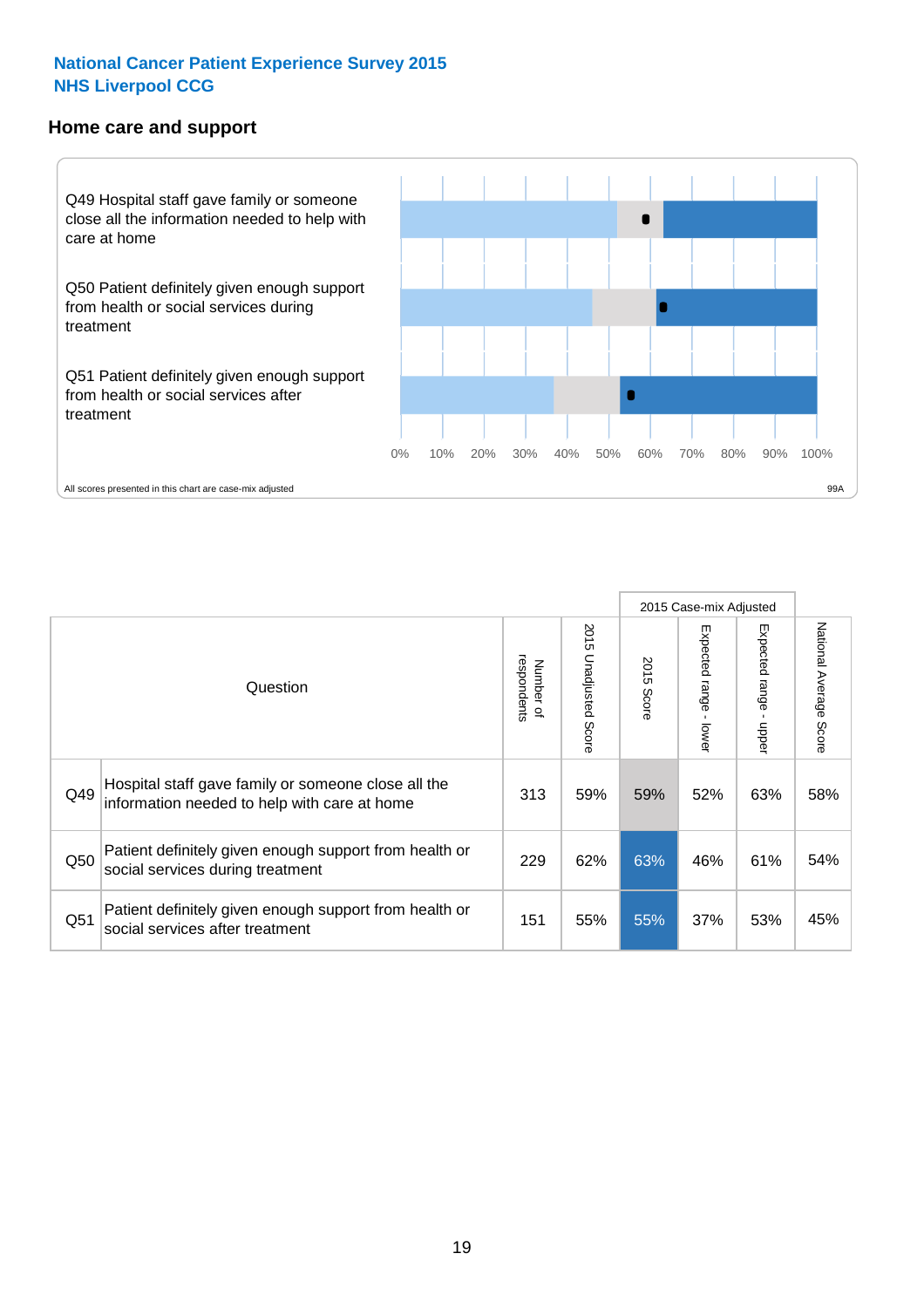National Cancer Patient Experience Survey 2015
NHS Liverpool CCG

## Home care and support

Q49 Hospital staff gave family or someone close all the information needed to help with care at home

Q50 Patient definitely given enough support from health or social services during treatment

Q51 Patient definitely given enough support from health or social services after treatment

0% 10% 20% 30% 40% 50% 60% 70% 80% 90% 100%

All scores presented in this chart are case-mix adjusted

99A

| | Question | Number of respondents | 2015 Unadjusted Score | 2015 Case-mix Adjusted | | | National Average Score |
|---|---|---|---|---|---|---|---|
| | | | | 2015 Score | Expected range - lower | Expected range - upper | |
| Q49 | Hospital staff gave family or someone close all the information needed to help with care at home | 313 | 59% | 59% | 52% | 63% | 58% |
| Q50 | Patient definitely given enough support from health or social services during treatment | 229 | 62% | 63% | 46% | 61% | 54% |
| Q51 | Patient definitely given enough support from health or social services after treatment | 151 | 55% | 55% | 37% | 53% | 45% |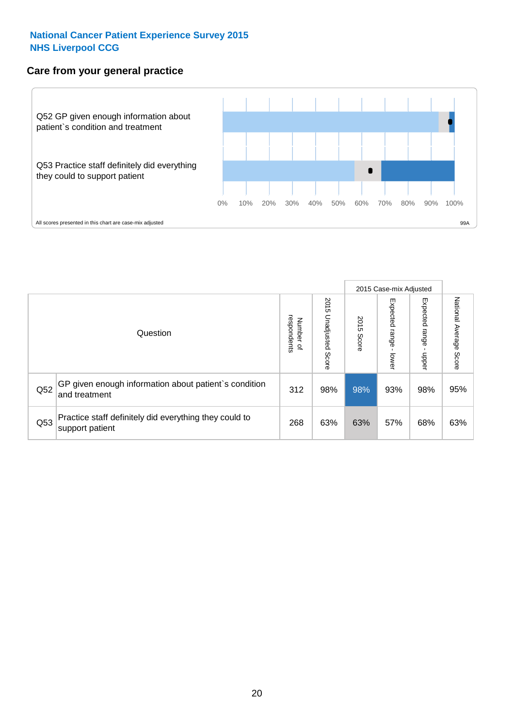National Cancer Patient Experience Survey 2015
NHS Liverpool CCG

## Care from your general practice

Q52 GP given enough information about patient`s condition and treatment

Q53 Practice staff definitely did everything they could to support patient

0% 10% 20% 30% 40% 50% 60% 70% 80% 90% 100%

All scores presented in this chart are case-mix adjusted

99A

| | Question | Number of respondents | 2015 Unadjusted Score | 2015 Case-mix Adjusted<br>2015 Score | <br>Expected range - lower | <br>Expected range - upper | National Average Score |
|---|---|---|---|---|---|---|---|
| Q52 | GP given enough information about patient`s condition and treatment | 312 | 98% | 98% | 93% | 98% | 95% |
| Q53 | Practice staff definitely did everything they could to support patient | 268 | 63% | 63% | 57% | 68% | 63% |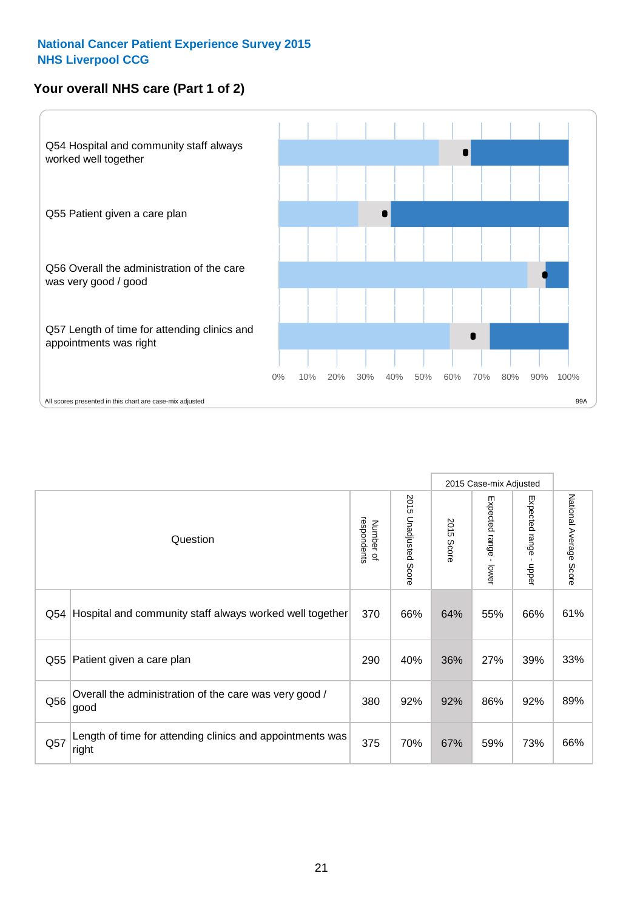National Cancer Patient Experience Survey 2015
NHS Liverpool CCG

## Your overall NHS care (Part 1 of 2)

Q54 Hospital and community staff always worked well together

Q55 Patient given a care plan

Q56 Overall the administration of the care was very good / good

Q57 Length of time for attending clinics and appointments was right

0% 10% 20% 30% 40% 50% 60% 70% 80% 90% 100%

All scores presented in this chart are case-mix adjusted

99A

| | Question | Number of respondents | 2015 Unadjusted Score | 2015 Case-mix Adjusted | | | National Average Score |
|---|---|---|---|---|---|---|---|
| | | | | 2015 Score | Expected range - lower | Expected range - upper | |
| Q54 | Hospital and community staff always worked well together | 370 | 66% | 64% | 55% | 66% | 61% |
| Q55 | Patient given a care plan | 290 | 40% | 36% | 27% | 39% | 33% |
| Q56 | Overall the administration of the care was very good / good | 380 | 92% | 92% | 86% | 92% | 89% |
| Q57 | Length of time for attending clinics and appointments was right | 375 | 70% | 67% | 59% | 73% | 66% |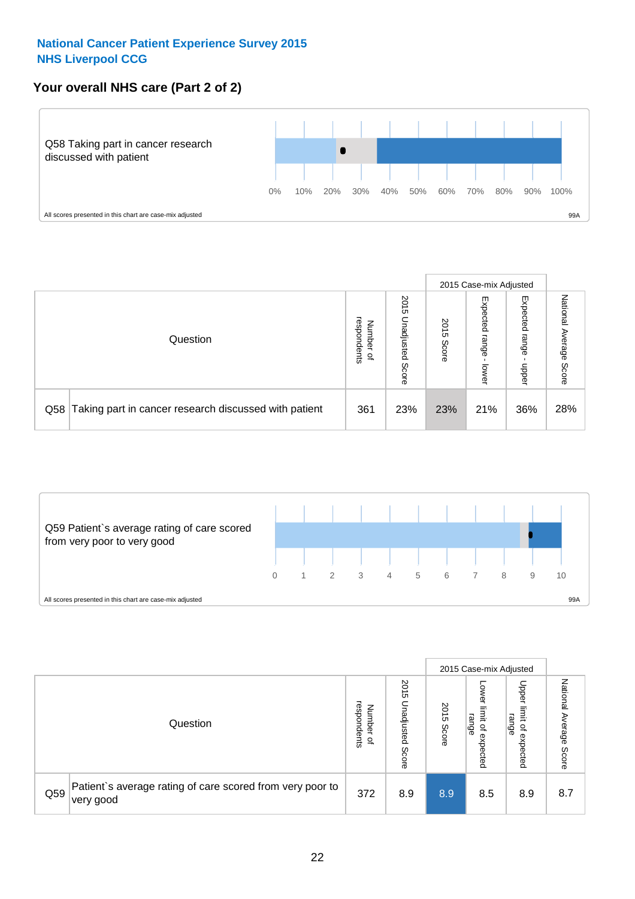National Cancer Patient Experience Survey 2015
NHS Liverpool CCG

## Your overall NHS care (Part 2 of 2)

Q58 Taking part in cancer research discussed with patient

0% 10% 20% 30% 40% 50% 60% 70% 80% 90% 100%

All scores presented in this chart are case-mix adjusted

99A

| Question | | Number of respondents | 2015 Unadjusted Score | 2015 Case-mix Adjusted | | | National Average Score |
|---|---|---|---|---|---|---|---|
| | | | | 2015 Score | Expected range - lower | Expected range - upper | |
| Q58 | Taking part in cancer research discussed with patient | 361 | 23% | 23% | 21% | 36% | 28% |

Q59 Patient`s average rating of care scored from very poor to very good

0 1 2 3 4 5 6 7 8 9 10

All scores presented in this chart are case-mix adjusted

99A

| Question | | Number of respondents | 2015 Unadjusted Score | 2015 Case-mix Adjusted | | | National Average Score |
|---|---|---|---|---|---|---|---|
| | | | | 2015 Score | Lower limit of expected range | Upper limit of expected range | |
| Q59 | Patient`s average rating of care scored from very poor to very good | 372 | 8.9 | 8.9 | 8.5 | 8.9 | 8.7 |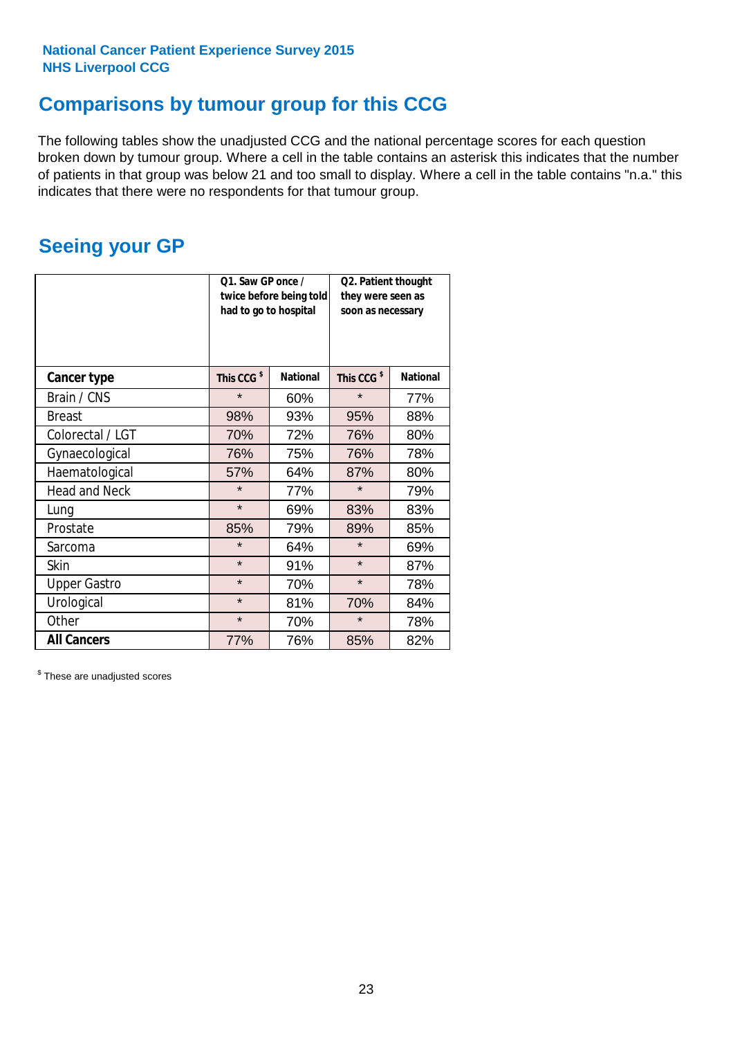National Cancer Patient Experience Survey 2015
NHS Liverpool CCG

## Comparisons by tumour group for this CCG

The following tables show the unadjusted CCG and the national percentage scores for each question broken down by tumour group. Where a cell in the table contains an asterisk this indicates that the number of patients in that group was below 21 and too small to display. Where a cell in the table contains "n.a." this indicates that there were no respondents for that tumour group.

## Seeing your GP

| | Q1. Saw GP once / twice before being told had to go to hospital | | Q2. Patient thought they were seen as soon as necessary | |
|---|---|---|---|---|
| **Cancer type** | **This CCG $** | **National** | **This CCG $** | **National** |
| Brain / CNS | * | 60% | * | 77% |
| Breast | 98% | 93% | 95% | 88% |
| Colorectal / LGT | 70% | 72% | 76% | 80% |
| Gynaecological | 76% | 75% | 76% | 78% |
| Haematological | 57% | 64% | 87% | 80% |
| Head and Neck | * | 77% | * | 79% |
| Lung | * | 69% | 83% | 83% |
| Prostate | 85% | 79% | 89% | 85% |
| Sarcoma | * | 64% | * | 69% |
| Skin | * | 91% | * | 87% |
| Upper Gastro | * | 70% | * | 78% |
| Urological | * | 81% | 70% | 84% |
| Other | * | 70% | * | 78% |
| **All Cancers** | 77% | 76% | 85% | 82% |

$ These are unadjusted scores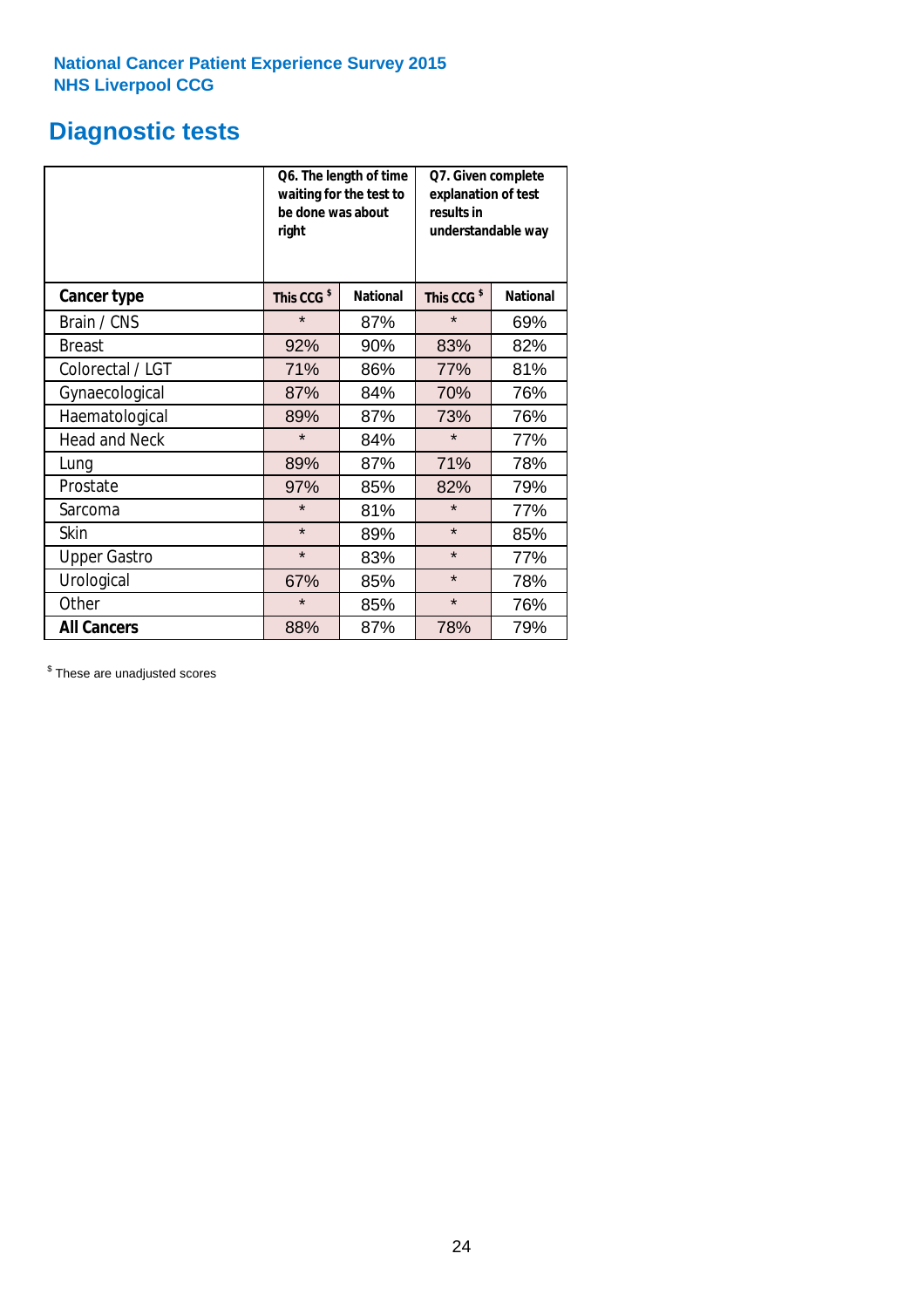National Cancer Patient Experience Survey 2015
NHS Liverpool CCG

# Diagnostic tests

| | Q6. The length of time waiting for the test to be done was about right | | Q7. Given complete explanation of test results in understandable way | |
|---|---|---|---|---|
| **Cancer type** | **This CCG $** | **National** | **This CCG $** | **National** |
| Brain / CNS | * | 87% | * | 69% |
| Breast | 92% | 90% | 83% | 82% |
| Colorectal / LGT | 71% | 86% | 77% | 81% |
| Gynaecological | 87% | 84% | 70% | 76% |
| Haematological | 89% | 87% | 73% | 76% |
| Head and Neck | * | 84% | * | 77% |
| Lung | 89% | 87% | 71% | 78% |
| Prostate | 97% | 85% | 82% | 79% |
| Sarcoma | * | 81% | * | 77% |
| Skin | * | 89% | * | 85% |
| Upper Gastro | * | 83% | * | 77% |
| Urological | 67% | 85% | * | 78% |
| Other | * | 85% | * | 76% |
| **All Cancers** | 88% | 87% | 78% | 79% |

$ These are unadjusted scores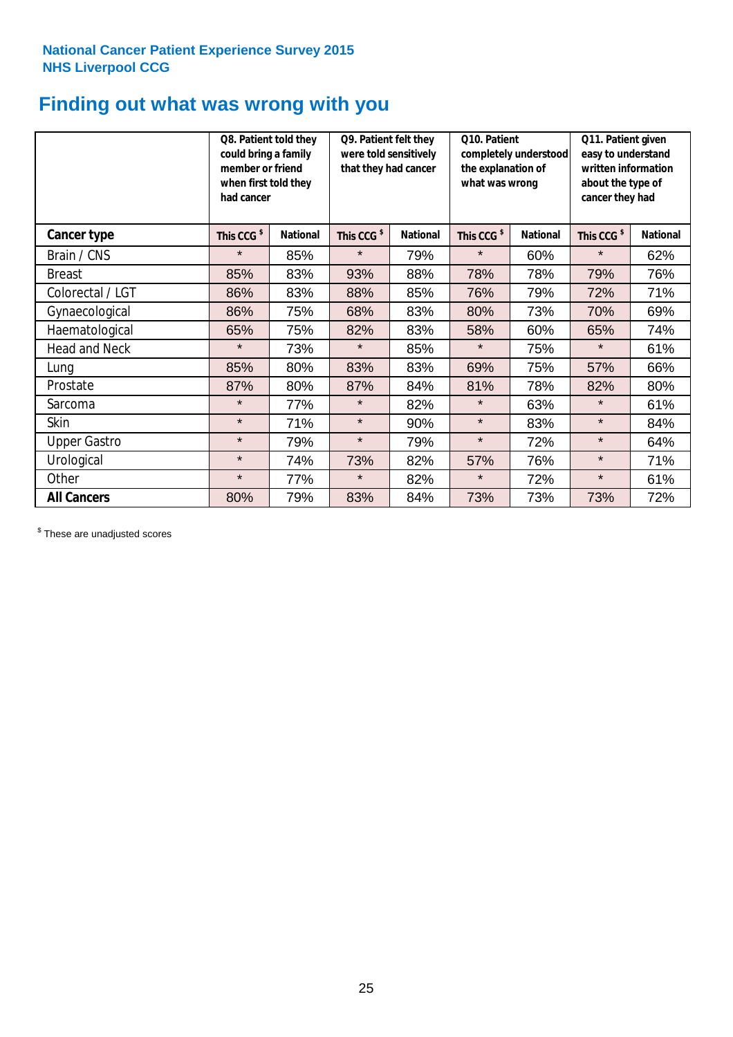National Cancer Patient Experience Survey 2015
NHS Liverpool CCG

# Finding out what was wrong with you

| | Q8. Patient told they could bring a family member or friend when first told they had cancer | | Q9. Patient felt they were told sensitively that they had cancer | | Q10. Patient completely understood the explanation of what was wrong | | Q11. Patient given easy to understand written information about the type of cancer they had | |
|---|---|---|---|---|---|---|---|---|
| **Cancer type** | **This CCG $** | **National** | **This CCG $** | **National** | **This CCG $** | **National** | **This CCG $** | **National** |
| Brain / CNS | * | 85% | * | 79% | * | 60% | * | 62% |
| Breast | 85% | 83% | 93% | 88% | 78% | 78% | 79% | 76% |
| Colorectal / LGT | 86% | 83% | 88% | 85% | 76% | 79% | 72% | 71% |
| Gynaecological | 86% | 75% | 68% | 83% | 80% | 73% | 70% | 69% |
| Haematological | 65% | 75% | 82% | 83% | 58% | 60% | 65% | 74% |
| Head and Neck | * | 73% | * | 85% | * | 75% | * | 61% |
| Lung | 85% | 80% | 83% | 83% | 69% | 75% | 57% | 66% |
| Prostate | 87% | 80% | 87% | 84% | 81% | 78% | 82% | 80% |
| Sarcoma | * | 77% | * | 82% | * | 63% | * | 61% |
| Skin | * | 71% | * | 90% | * | 83% | * | 84% |
| Upper Gastro | * | 79% | * | 79% | * | 72% | * | 64% |
| Urological | * | 74% | 73% | 82% | 57% | 76% | * | 71% |
| Other | * | 77% | * | 82% | * | 72% | * | 61% |
| **All Cancers** | 80% | 79% | 83% | 84% | 73% | 73% | 73% | 72% |

$ These are unadjusted scores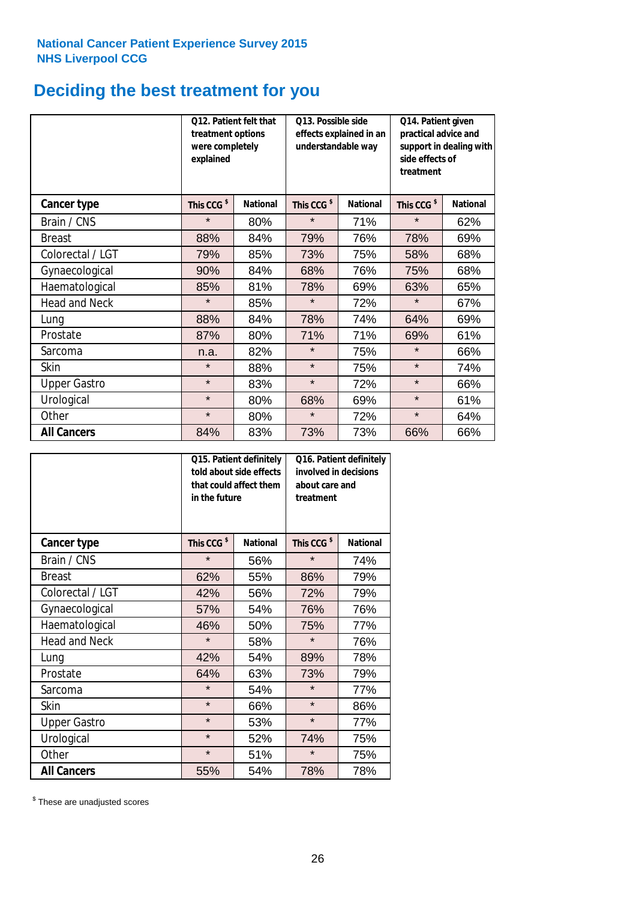National Cancer Patient Experience Survey 2015
NHS Liverpool CCG

# Deciding the best treatment for you

| | Q12. Patient felt that treatment options were completely explained | | Q13. Possible side effects explained in an understandable way | | Q14. Patient given practical advice and support in dealing with side effects of treatment | |
|---|---|---|---|---|---|---|
| **Cancer type** | **This CCG $** | **National** | **This CCG $** | **National** | **This CCG $** | **National** |
| Brain / CNS | * | 80% | * | 71% | * | 62% |
| Breast | 88% | 84% | 79% | 76% | 78% | 69% |
| Colorectal / LGT | 79% | 85% | 73% | 75% | 58% | 68% |
| Gynaecological | 90% | 84% | 68% | 76% | 75% | 68% |
| Haematological | 85% | 81% | 78% | 69% | 63% | 65% |
| Head and Neck | * | 85% | * | 72% | * | 67% |
| Lung | 88% | 84% | 78% | 74% | 64% | 69% |
| Prostate | 87% | 80% | 71% | 71% | 69% | 61% |
| Sarcoma | n.a. | 82% | * | 75% | * | 66% |
| Skin | * | 88% | * | 75% | * | 74% |
| Upper Gastro | * | 83% | * | 72% | * | 66% |
| Urological | * | 80% | 68% | 69% | * | 61% |
| Other | * | 80% | * | 72% | * | 64% |
| **All Cancers** | 84% | 83% | 73% | 73% | 66% | 66% |

| | Q15. Patient definitely told about side effects that could affect them in the future | | Q16. Patient definitely involved in decisions about care and treatment | |
|---|---|---|---|---|
| **Cancer type** | **This CCG $** | **National** | **This CCG $** | **National** |
| Brain / CNS | * | 56% | * | 74% |
| Breast | 62% | 55% | 86% | 79% |
| Colorectal / LGT | 42% | 56% | 72% | 79% |
| Gynaecological | 57% | 54% | 76% | 76% |
| Haematological | 46% | 50% | 75% | 77% |
| Head and Neck | * | 58% | * | 76% |
| Lung | 42% | 54% | 89% | 78% |
| Prostate | 64% | 63% | 73% | 79% |
| Sarcoma | * | 54% | * | 77% |
| Skin | * | 66% | * | 86% |
| Upper Gastro | * | 53% | * | 77% |
| Urological | * | 52% | 74% | 75% |
| Other | * | 51% | * | 75% |
| **All Cancers** | 55% | 54% | 78% | 78% |

$ These are unadjusted scores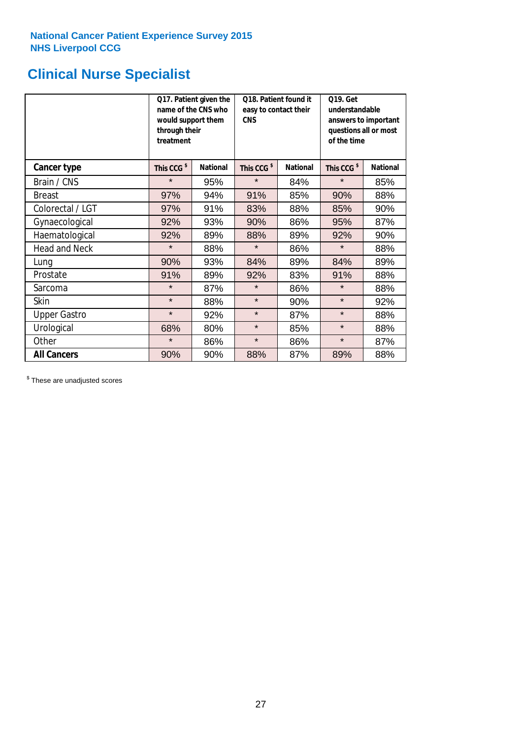National Cancer Patient Experience Survey 2015
NHS Liverpool CCG

# Clinical Nurse Specialist

| | Q17. Patient given the name of the CNS who would support them through their treatment | | Q18. Patient found it easy to contact their CNS | | Q19. Get understandable answers to important questions all or most of the time | |
|---|---|---|---|---|---|---|
| **Cancer type** | **This CCG $** | **National** | **This CCG $** | **National** | **This CCG $** | **National** |
| Brain / CNS | * | 95% | * | 84% | * | 85% |
| Breast | 97% | 94% | 91% | 85% | 90% | 88% |
| Colorectal / LGT | 97% | 91% | 83% | 88% | 85% | 90% |
| Gynaecological | 92% | 93% | 90% | 86% | 95% | 87% |
| Haematological | 92% | 89% | 88% | 89% | 92% | 90% |
| Head and Neck | * | 88% | * | 86% | * | 88% |
| Lung | 90% | 93% | 84% | 89% | 84% | 89% |
| Prostate | 91% | 89% | 92% | 83% | 91% | 88% |
| Sarcoma | * | 87% | * | 86% | * | 88% |
| Skin | * | 88% | * | 90% | * | 92% |
| Upper Gastro | * | 92% | * | 87% | * | 88% |
| Urological | 68% | 80% | * | 85% | * | 88% |
| Other | * | 86% | * | 86% | * | 87% |
| **All Cancers** | 90% | 90% | 88% | 87% | 89% | 88% |

$ These are unadjusted scores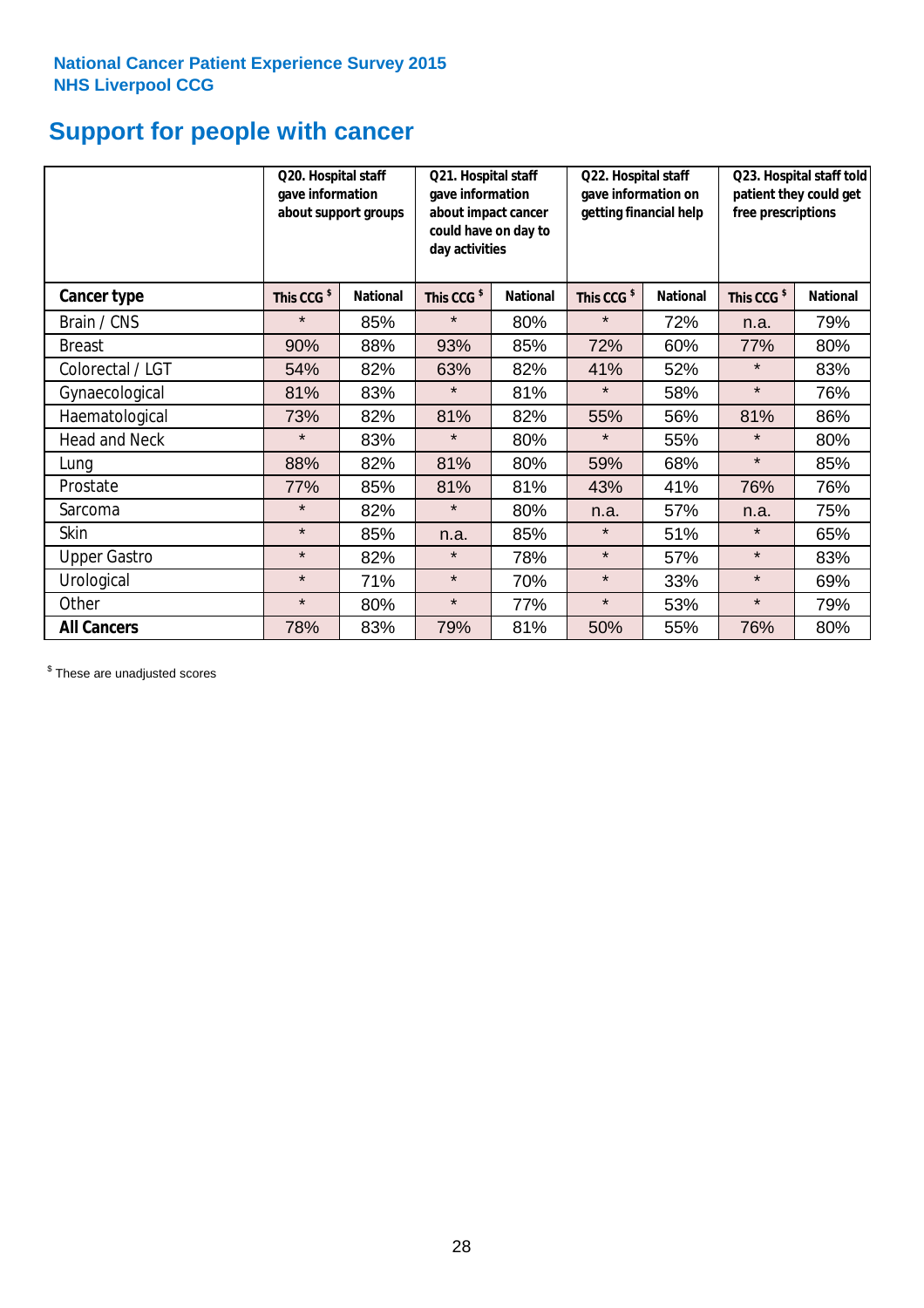National Cancer Patient Experience Survey 2015
NHS Liverpool CCG

# Support for people with cancer

| | Q20. Hospital staff gave information about support groups | | Q21. Hospital staff gave information about impact cancer could have on day to day activities | | Q22. Hospital staff gave information on getting financial help | | Q23. Hospital staff told patient they could get free prescriptions | |
|---|---|---|---|---|---|---|---|---|
| **Cancer type** | **This CCG $** | **National** | **This CCG $** | **National** | **This CCG $** | **National** | **This CCG $** | **National** |
| Brain / CNS | * | 85% | * | 80% | * | 72% | n.a. | 79% |
| Breast | 90% | 88% | 93% | 85% | 72% | 60% | 77% | 80% |
| Colorectal / LGT | 54% | 82% | 63% | 82% | 41% | 52% | * | 83% |
| Gynaecological | 81% | 83% | * | 81% | * | 58% | * | 76% |
| Haematological | 73% | 82% | 81% | 82% | 55% | 56% | 81% | 86% |
| Head and Neck | * | 83% | * | 80% | * | 55% | * | 80% |
| Lung | 88% | 82% | 81% | 80% | 59% | 68% | * | 85% |
| Prostate | 77% | 85% | 81% | 81% | 43% | 41% | 76% | 76% |
| Sarcoma | * | 82% | * | 80% | n.a. | 57% | n.a. | 75% |
| Skin | * | 85% | n.a. | 85% | * | 51% | * | 65% |
| Upper Gastro | * | 82% | * | 78% | * | 57% | * | 83% |
| Urological | * | 71% | * | 70% | * | 33% | * | 69% |
| Other | * | 80% | * | 77% | * | 53% | * | 79% |
| **All Cancers** | 78% | 83% | 79% | 81% | 50% | 55% | 76% | 80% |

$ These are unadjusted scores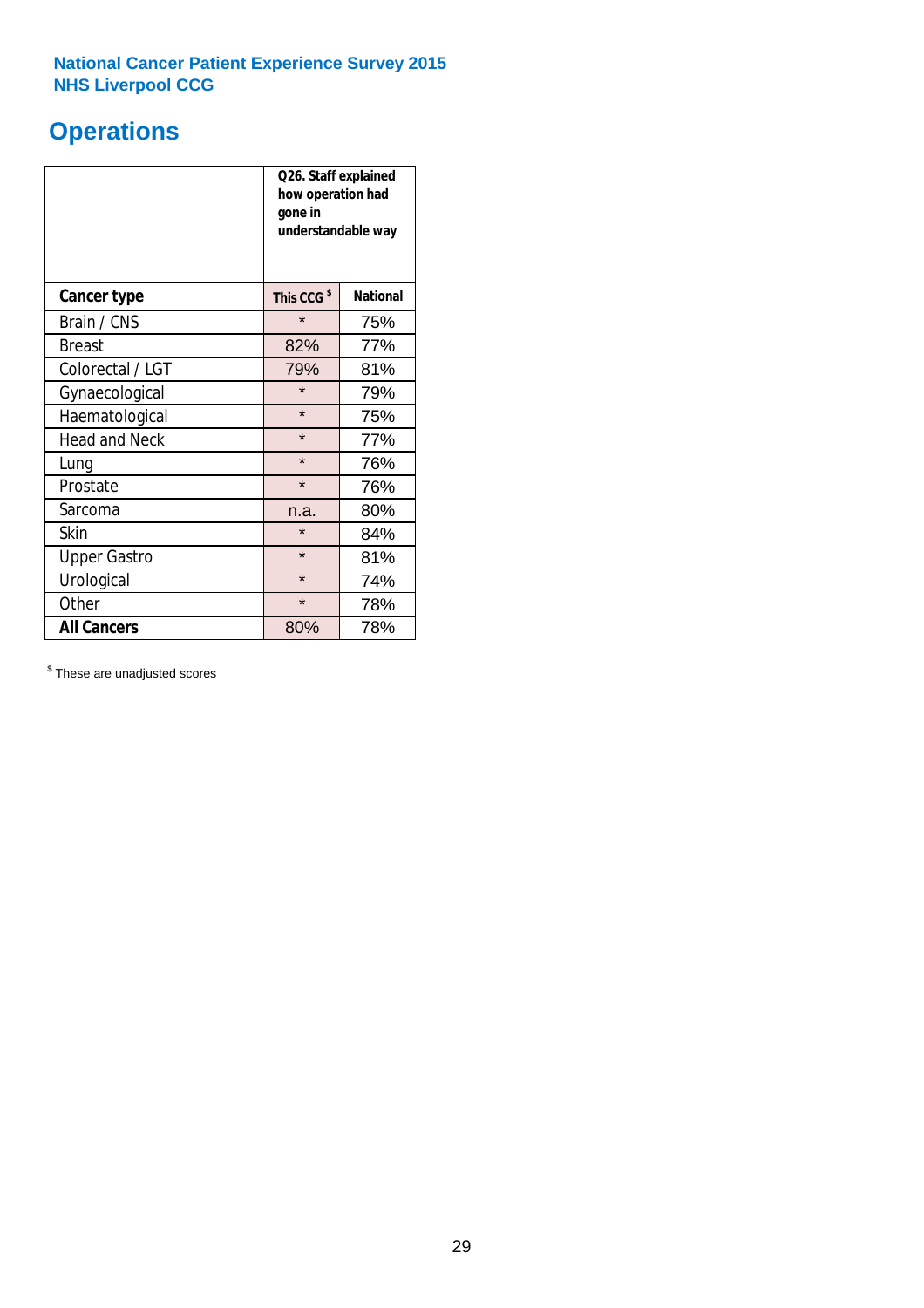National Cancer Patient Experience Survey 2015
NHS Liverpool CCG

# Operations

| | Q26. Staff explained how operation had gone in understandable way | |
|---|---|---|
| **Cancer type** | **This CCG $** | **National** |
| Brain / CNS | * | 75% |
| Breast | 82% | 77% |
| Colorectal / LGT | 79% | 81% |
| Gynaecological | * | 79% |
| Haematological | * | 75% |
| Head and Neck | * | 77% |
| Lung | * | 76% |
| Prostate | * | 76% |
| Sarcoma | n.a. | 80% |
| Skin | * | 84% |
| Upper Gastro | * | 81% |
| Urological | * | 74% |
| Other | * | 78% |
| **All Cancers** | 80% | 78% |

$ These are unadjusted scores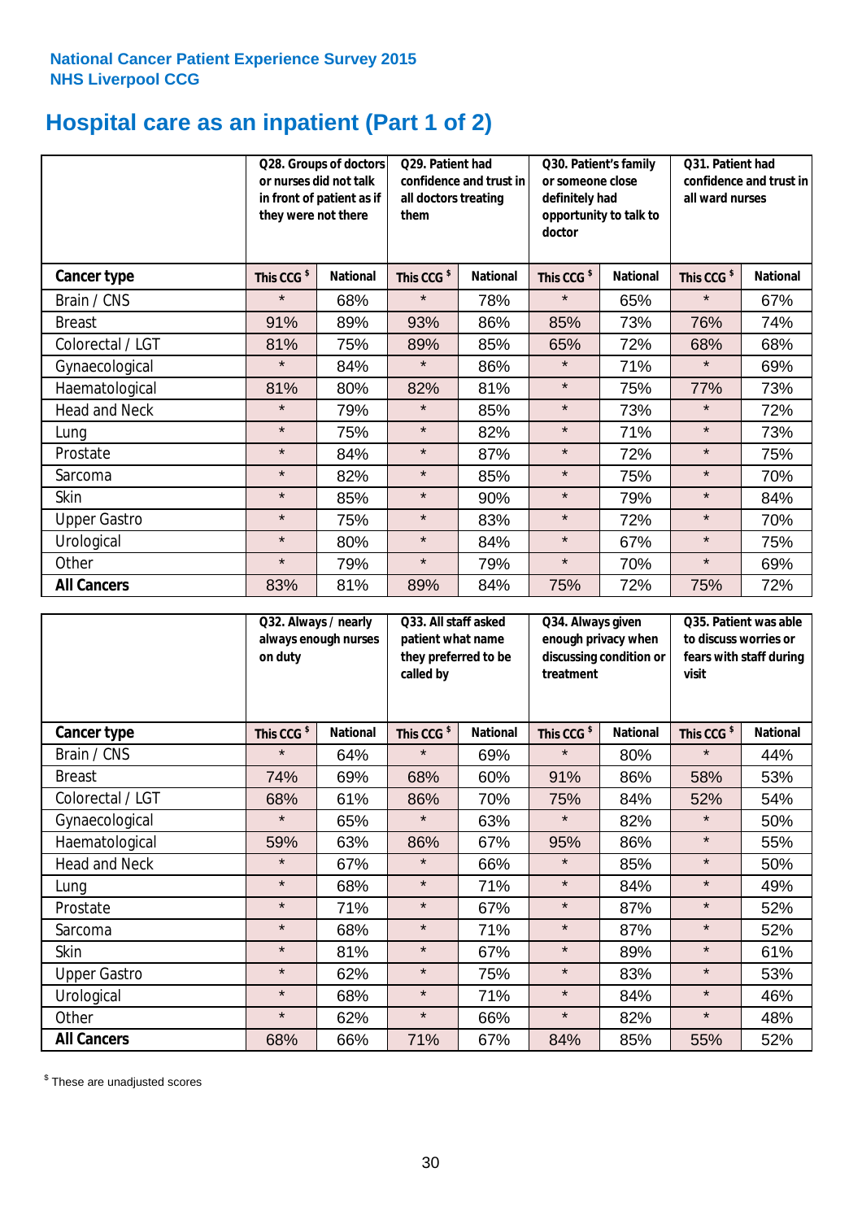**National Cancer Patient Experience Survey 2015**
**NHS Liverpool CCG**

# Hospital care as an inpatient (Part 1 of 2)

| | Q28. Groups of doctors or nurses did not talk in front of patient as if they were not there | | Q29. Patient had confidence and trust in all doctors treating them | | Q30. Patient's family or someone close definitely had opportunity to talk to doctor | | Q31. Patient had confidence and trust in all ward nurses | |
|---|---|---|---|---|---|---|---|---|
| **Cancer type** | **This CCG $** | **National** | **This CCG $** | **National** | **This CCG $** | **National** | **This CCG $** | **National** |
| Brain / CNS | * | 68% | * | 78% | * | 65% | * | 67% |
| Breast | 91% | 89% | 93% | 86% | 85% | 73% | 76% | 74% |
| Colorectal / LGT | 81% | 75% | 89% | 85% | 65% | 72% | 68% | 68% |
| Gynaecological | * | 84% | * | 86% | * | 71% | * | 69% |
| Haematological | 81% | 80% | 82% | 81% | * | 75% | 77% | 73% |
| Head and Neck | * | 79% | * | 85% | * | 73% | * | 72% |
| Lung | * | 75% | * | 82% | * | 71% | * | 73% |
| Prostate | * | 84% | * | 87% | * | 72% | * | 75% |
| Sarcoma | * | 82% | * | 85% | * | 75% | * | 70% |
| Skin | * | 85% | * | 90% | * | 79% | * | 84% |
| Upper Gastro | * | 75% | * | 83% | * | 72% | * | 70% |
| Urological | * | 80% | * | 84% | * | 67% | * | 75% |
| Other | * | 79% | * | 79% | * | 70% | * | 69% |
| **All Cancers** | 83% | 81% | 89% | 84% | 75% | 72% | 75% | 72% |

| | Q32. Always / nearly always enough nurses on duty | | Q33. All staff asked patient what name they preferred to be called by | | Q34. Always given enough privacy when discussing condition or treatment | | Q35. Patient was able to discuss worries or fears with staff during visit | |
|---|---|---|---|---|---|---|---|---|
| **Cancer type** | **This CCG $** | **National** | **This CCG $** | **National** | **This CCG $** | **National** | **This CCG $** | **National** |
| Brain / CNS | * | 64% | * | 69% | * | 80% | * | 44% |
| Breast | 74% | 69% | 68% | 60% | 91% | 86% | 58% | 53% |
| Colorectal / LGT | 68% | 61% | 86% | 70% | 75% | 84% | 52% | 54% |
| Gynaecological | * | 65% | * | 63% | * | 82% | * | 50% |
| Haematological | 59% | 63% | 86% | 67% | 95% | 86% | * | 55% |
| Head and Neck | * | 67% | * | 66% | * | 85% | * | 50% |
| Lung | * | 68% | * | 71% | * | 84% | * | 49% |
| Prostate | * | 71% | * | 67% | * | 87% | * | 52% |
| Sarcoma | * | 68% | * | 71% | * | 87% | * | 52% |
| Skin | * | 81% | * | 67% | * | 89% | * | 61% |
| Upper Gastro | * | 62% | * | 75% | * | 83% | * | 53% |
| Urological | * | 68% | * | 71% | * | 84% | * | 46% |
| Other | * | 62% | * | 66% | * | 82% | * | 48% |
| **All Cancers** | 68% | 66% | 71% | 67% | 84% | 85% | 55% | 52% |

$ These are unadjusted scores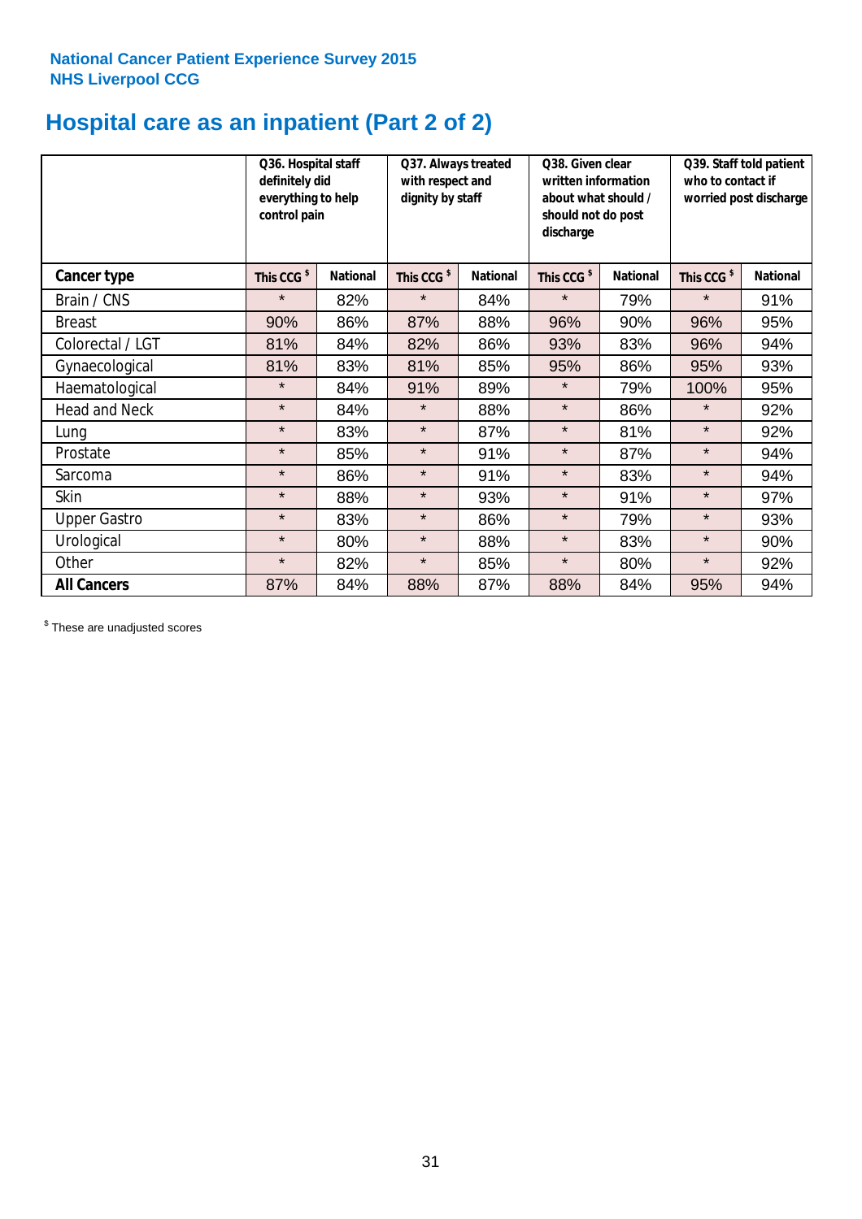National Cancer Patient Experience Survey 2015
NHS Liverpool CCG

# Hospital care as an inpatient (Part 2 of 2)

| | Q36. Hospital staff definitely did everything to help control pain | | Q37. Always treated with respect and dignity by staff | | Q38. Given clear written information about what should / should not do post discharge | | Q39. Staff told patient who to contact if worried post discharge | |
|---|---|---|---|---|---|---|---|---|
| **Cancer type** | This CCG $ | National | This CCG $ | National | This CCG $ | National | This CCG $ | National |
| Brain / CNS | * | 82% | * | 84% | * | 79% | * | 91% |
| Breast | 90% | 86% | 87% | 88% | 96% | 90% | 96% | 95% |
| Colorectal / LGT | 81% | 84% | 82% | 86% | 93% | 83% | 96% | 94% |
| Gynaecological | 81% | 83% | 81% | 85% | 95% | 86% | 95% | 93% |
| Haematological | * | 84% | 91% | 89% | * | 79% | 100% | 95% |
| Head and Neck | * | 84% | * | 88% | * | 86% | * | 92% |
| Lung | * | 83% | * | 87% | * | 81% | * | 92% |
| Prostate | * | 85% | * | 91% | * | 87% | * | 94% |
| Sarcoma | * | 86% | * | 91% | * | 83% | * | 94% |
| Skin | * | 88% | * | 93% | * | 91% | * | 97% |
| Upper Gastro | * | 83% | * | 86% | * | 79% | * | 93% |
| Urological | * | 80% | * | 88% | * | 83% | * | 90% |
| Other | * | 82% | * | 85% | * | 80% | * | 92% |
| **All Cancers** | 87% | 84% | 88% | 87% | 88% | 84% | 95% | 94% |

$ These are unadjusted scores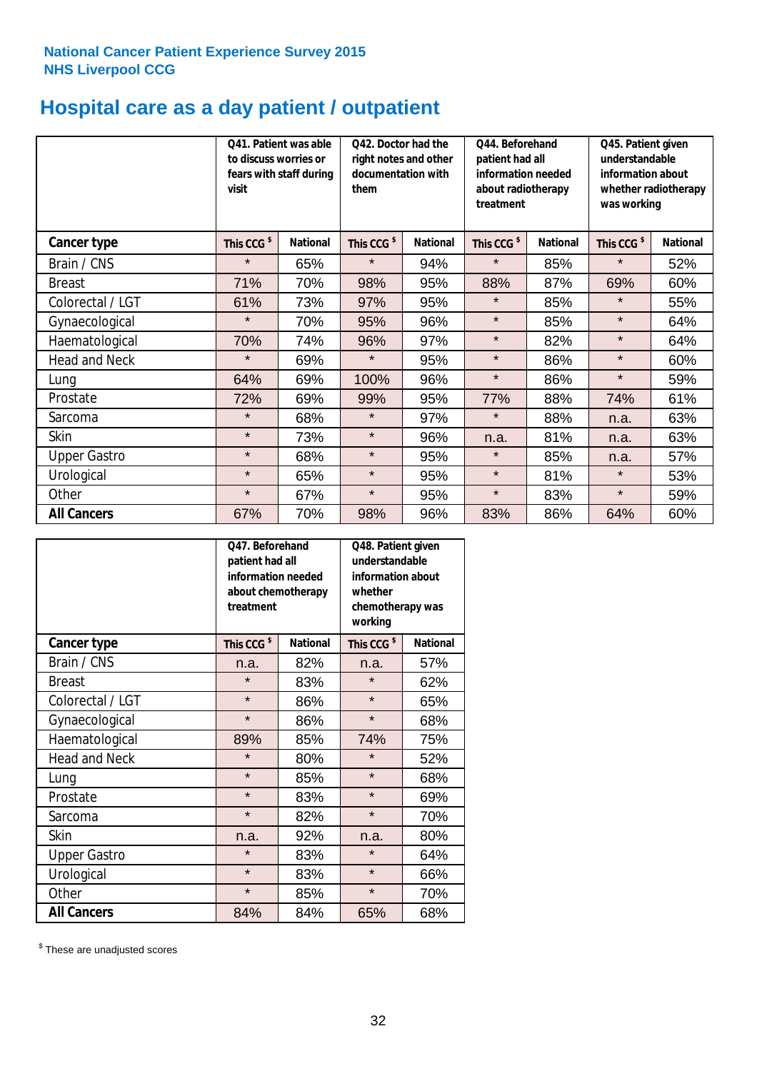**National Cancer Patient Experience Survey 2015**
**NHS Liverpool CCG**

# Hospital care as a day patient / outpatient

| | Q41. Patient was able to discuss worries or fears with staff during visit | | Q42. Doctor had the right notes and other documentation with them | | Q44. Beforehand patient had all information needed about radiotherapy treatment | | Q45. Patient given understandable information about whether radiotherapy was working | |
|---|---|---|---|---|---|---|---|---|
| **Cancer type** | **This CCG $** | **National** | **This CCG $** | **National** | **This CCG $** | **National** | **This CCG $** | **National** |
| Brain / CNS | * | 65% | * | 94% | * | 85% | * | 52% |
| Breast | 71% | 70% | 98% | 95% | 88% | 87% | 69% | 60% |
| Colorectal / LGT | 61% | 73% | 97% | 95% | * | 85% | * | 55% |
| Gynaecological | * | 70% | 95% | 96% | * | 85% | * | 64% |
| Haematological | 70% | 74% | 96% | 97% | * | 82% | * | 64% |
| Head and Neck | * | 69% | * | 95% | * | 86% | * | 60% |
| Lung | 64% | 69% | 100% | 96% | * | 86% | * | 59% |
| Prostate | 72% | 69% | 99% | 95% | 77% | 88% | 74% | 61% |
| Sarcoma | * | 68% | * | 97% | * | 88% | n.a. | 63% |
| Skin | * | 73% | * | 96% | n.a. | 81% | n.a. | 63% |
| Upper Gastro | * | 68% | * | 95% | * | 85% | n.a. | 57% |
| Urological | * | 65% | * | 95% | * | 81% | * | 53% |
| Other | * | 67% | * | 95% | * | 83% | * | 59% |
| **All Cancers** | 67% | 70% | 98% | 96% | 83% | 86% | 64% | 60% |

| | Q47. Beforehand patient had all information needed about chemotherapy treatment | | Q48. Patient given understandable information about whether chemotherapy was working | |
|---|---|---|---|---|
| **Cancer type** | **This CCG $** | **National** | **This CCG $** | **National** |
| Brain / CNS | n.a. | 82% | n.a. | 57% |
| Breast | * | 83% | * | 62% |
| Colorectal / LGT | * | 86% | * | 65% |
| Gynaecological | * | 86% | * | 68% |
| Haematological | 89% | 85% | 74% | 75% |
| Head and Neck | * | 80% | * | 52% |
| Lung | * | 85% | * | 68% |
| Prostate | * | 83% | * | 69% |
| Sarcoma | * | 82% | * | 70% |
| Skin | n.a. | 92% | n.a. | 80% |
| Upper Gastro | * | 83% | * | 64% |
| Urological | * | 83% | * | 66% |
| Other | * | 85% | * | 70% |
| **All Cancers** | 84% | 84% | 65% | 68% |

$ These are unadjusted scores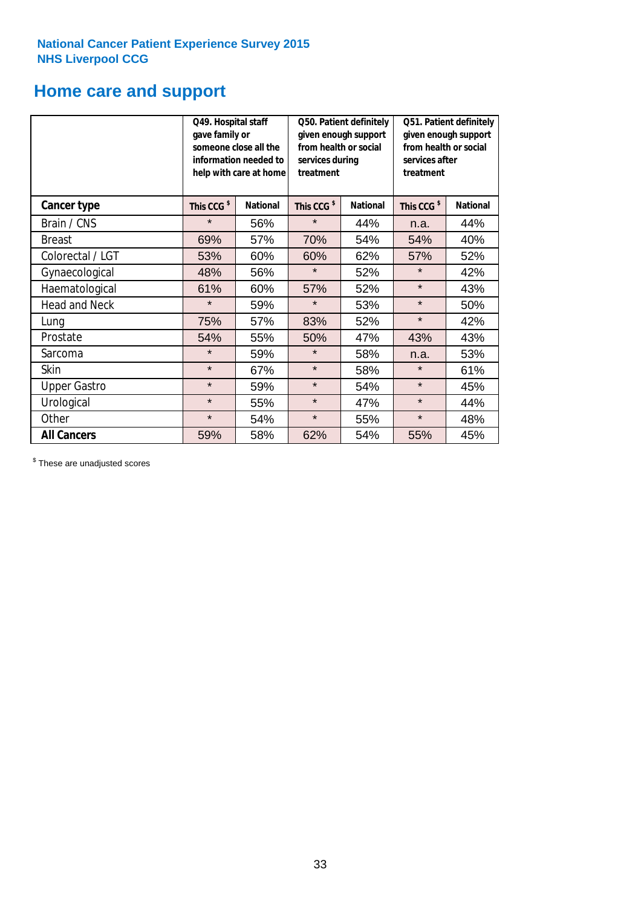National Cancer Patient Experience Survey 2015
NHS Liverpool CCG

## Home care and support

| | Q49. Hospital staff gave family or someone close all the information needed to help with care at home | | Q50. Patient definitely given enough support from health or social services during treatment | | Q51. Patient definitely given enough support from health or social services after treatment | |
|---|---|---|---|---|---|---|
| **Cancer type** | **This CCG $** | **National** | **This CCG $** | **National** | **This CCG $** | **National** |
| Brain / CNS | * | 56% | * | 44% | n.a. | 44% |
| Breast | 69% | 57% | 70% | 54% | 54% | 40% |
| Colorectal / LGT | 53% | 60% | 60% | 62% | 57% | 52% |
| Gynaecological | 48% | 56% | * | 52% | * | 42% |
| Haematological | 61% | 60% | 57% | 52% | * | 43% |
| Head and Neck | * | 59% | * | 53% | * | 50% |
| Lung | 75% | 57% | 83% | 52% | * | 42% |
| Prostate | 54% | 55% | 50% | 47% | 43% | 43% |
| Sarcoma | * | 59% | * | 58% | n.a. | 53% |
| Skin | * | 67% | * | 58% | * | 61% |
| Upper Gastro | * | 59% | * | 54% | * | 45% |
| Urological | * | 55% | * | 47% | * | 44% |
| Other | * | 54% | * | 55% | * | 48% |
| **All Cancers** | 59% | 58% | 62% | 54% | 55% | 45% |

$ These are unadjusted scores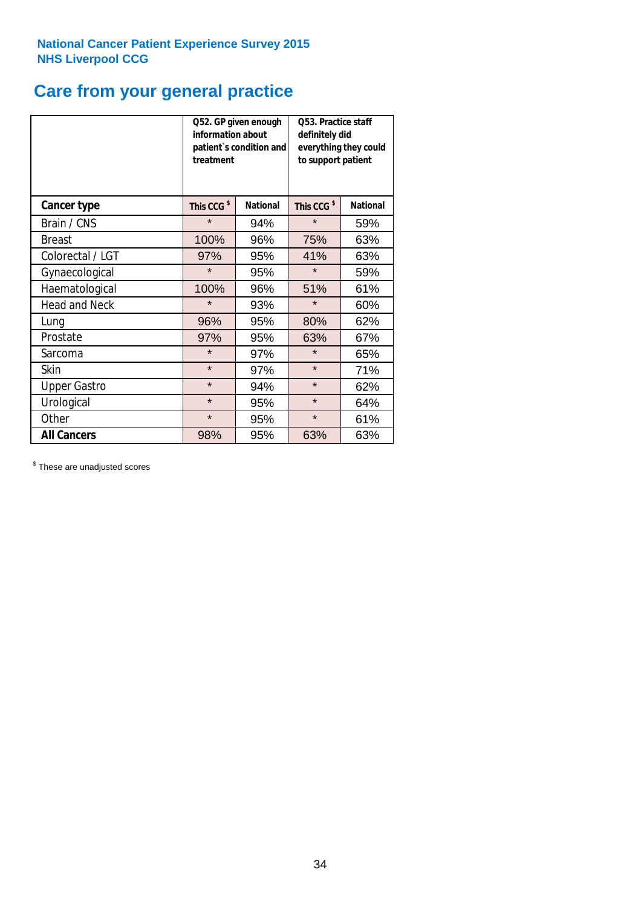National Cancer Patient Experience Survey 2015
NHS Liverpool CCG

# Care from your general practice

| | Q52. GP given enough information about patient`s condition and treatment | | Q53. Practice staff definitely did everything they could to support patient | |
|---|---|---|---|---|
| **Cancer type** | **This CCG $** | **National** | **This CCG $** | **National** |
| Brain / CNS | * | 94% | * | 59% |
| Breast | 100% | 96% | 75% | 63% |
| Colorectal / LGT | 97% | 95% | 41% | 63% |
| Gynaecological | * | 95% | * | 59% |
| Haematological | 100% | 96% | 51% | 61% |
| Head and Neck | * | 93% | * | 60% |
| Lung | 96% | 95% | 80% | 62% |
| Prostate | 97% | 95% | 63% | 67% |
| Sarcoma | * | 97% | * | 65% |
| Skin | * | 97% | * | 71% |
| Upper Gastro | * | 94% | * | 62% |
| Urological | * | 95% | * | 64% |
| Other | * | 95% | * | 61% |
| **All Cancers** | 98% | 95% | 63% | 63% |

$ These are unadjusted scores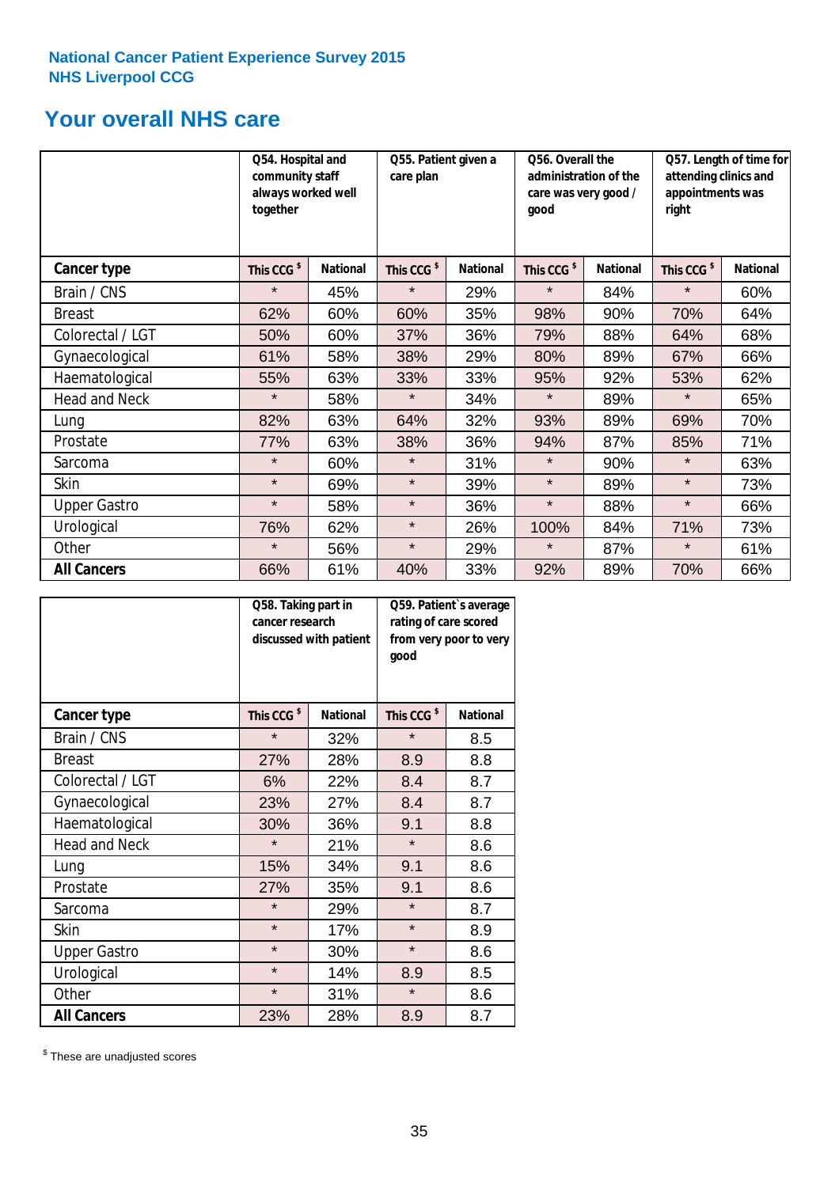National Cancer Patient Experience Survey 2015
NHS Liverpool CCG

## Your overall NHS care

| | Q54. Hospital and community staff always worked well together | | Q55. Patient given a care plan | | Q56. Overall the administration of the care was very good / good | | Q57. Length of time for attending clinics and appointments was right | |
|---|---|---|---|---|---|---|---|---|
| **Cancer type** | This CCG $ | National | This CCG $ | National | This CCG $ | National | This CCG $ | National |
| Brain / CNS | * | 45% | * | 29% | * | 84% | * | 60% |
| Breast | 62% | 60% | 60% | 35% | 98% | 90% | 70% | 64% |
| Colorectal / LGT | 50% | 60% | 37% | 36% | 79% | 88% | 64% | 68% |
| Gynaecological | 61% | 58% | 38% | 29% | 80% | 89% | 67% | 66% |
| Haematological | 55% | 63% | 33% | 33% | 95% | 92% | 53% | 62% |
| Head and Neck | * | 58% | * | 34% | * | 89% | * | 65% |
| Lung | 82% | 63% | 64% | 32% | 93% | 89% | 69% | 70% |
| Prostate | 77% | 63% | 38% | 36% | 94% | 87% | 85% | 71% |
| Sarcoma | * | 60% | * | 31% | * | 90% | * | 63% |
| Skin | * | 69% | * | 39% | * | 89% | * | 73% |
| Upper Gastro | * | 58% | * | 36% | * | 88% | * | 66% |
| Urological | 76% | 62% | * | 26% | 100% | 84% | 71% | 73% |
| Other | * | 56% | * | 29% | * | 87% | * | 61% |
| **All Cancers** | 66% | 61% | 40% | 33% | 92% | 89% | 70% | 66% |

| | Q58. Taking part in cancer research discussed with patient | | Q59. Patient`s average rating of care scored from very poor to very good | |
|---|---|---|---|---|
| **Cancer type** | This CCG $ | National | This CCG $ | National |
| Brain / CNS | * | 32% | * | 8.5 |
| Breast | 27% | 28% | 8.9 | 8.8 |
| Colorectal / LGT | 6% | 22% | 8.4 | 8.7 |
| Gynaecological | 23% | 27% | 8.4 | 8.7 |
| Haematological | 30% | 36% | 9.1 | 8.8 |
| Head and Neck | * | 21% | * | 8.6 |
| Lung | 15% | 34% | 9.1 | 8.6 |
| Prostate | 27% | 35% | 9.1 | 8.6 |
| Sarcoma | * | 29% | * | 8.7 |
| Skin | * | 17% | * | 8.9 |
| Upper Gastro | * | 30% | * | 8.6 |
| Urological | * | 14% | 8.9 | 8.5 |
| Other | * | 31% | * | 8.6 |
| **All Cancers** | 23% | 28% | 8.9 | 8.7 |

$ These are unadjusted scores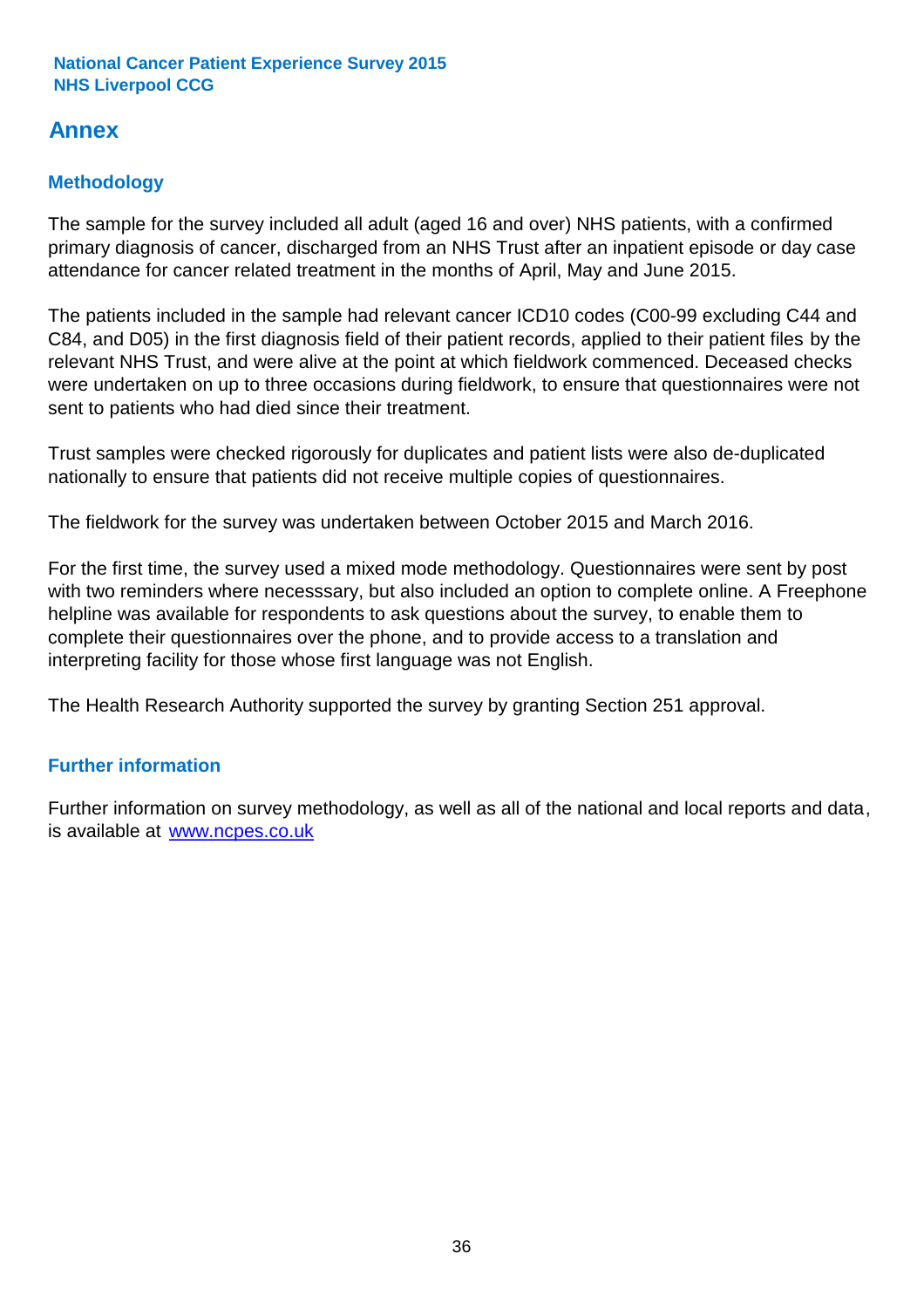# Annex

## Methodology

The sample for the survey included all adult (aged 16 and over) NHS patients, with a confirmed primary diagnosis of cancer, discharged from an NHS Trust after an inpatient episode or day case attendance for cancer related treatment in the months of April, May and June 2015.

The patients included in the sample had relevant cancer ICD10 codes (C00-99 excluding C44 and C84, and D05) in the first diagnosis field of their patient records, applied to their patient files by the relevant NHS Trust, and were alive at the point at which fieldwork commenced. Deceased checks were undertaken on up to three occasions during fieldwork, to ensure that questionnaires were not sent to patients who had died since their treatment.

Trust samples were checked rigorously for duplicates and patient lists were also de-duplicated nationally to ensure that patients did not receive multiple copies of questionnaires.

The fieldwork for the survey was undertaken between October 2015 and March 2016.

For the first time, the survey used a mixed mode methodology. Questionnaires were sent by post with two reminders where necesssary, but also included an option to complete online. A Freephone helpline was available for respondents to ask questions about the survey, to enable them to complete their questionnaires over the phone, and to provide access to a translation and interpreting facility for those whose first language was not English.

The Health Research Authority supported the survey by granting Section 251 approval.

## Further information

Further information on survey methodology, as well as all of the national and local reports and data, is available at [www.ncpes.co.uk](www.ncpes.co.uk)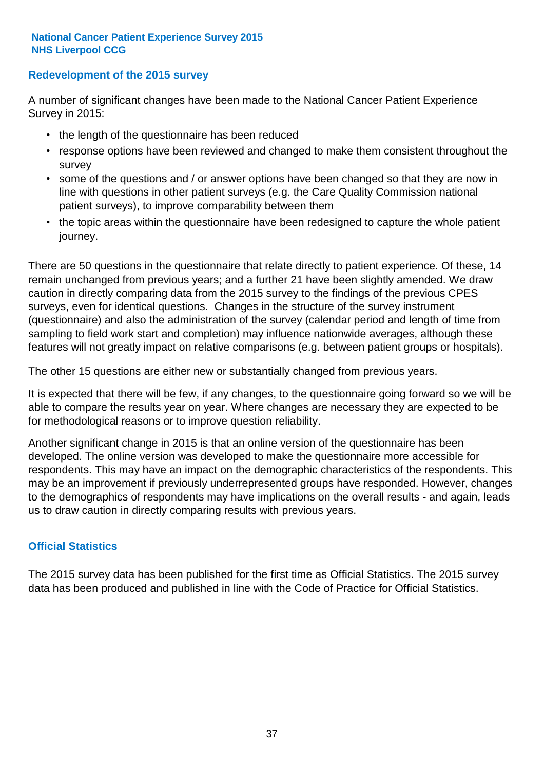## Redevelopment of the 2015 survey

A number of significant changes have been made to the National Cancer Patient Experience Survey in 2015:

- the length of the questionnaire has been reduced
- response options have been reviewed and changed to make them consistent throughout the survey
- some of the questions and / or answer options have been changed so that they are now in line with questions in other patient surveys (e.g. the Care Quality Commission national patient surveys), to improve comparability between them
- the topic areas within the questionnaire have been redesigned to capture the whole patient journey.

There are 50 questions in the questionnaire that relate directly to patient experience. Of these, 14 remain unchanged from previous years; and a further 21 have been slightly amended. We draw caution in directly comparing data from the 2015 survey to the findings of the previous CPES surveys, even for identical questions. Changes in the structure of the survey instrument (questionnaire) and also the administration of the survey (calendar period and length of time from sampling to field work start and completion) may influence nationwide averages, although these features will not greatly impact on relative comparisons (e.g. between patient groups or hospitals).

The other 15 questions are either new or substantially changed from previous years.

It is expected that there will be few, if any changes, to the questionnaire going forward so we will be able to compare the results year on year. Where changes are necessary they are expected to be for methodological reasons or to improve question reliability.

Another significant change in 2015 is that an online version of the questionnaire has been developed. The online version was developed to make the questionnaire more accessible for respondents. This may have an impact on the demographic characteristics of the respondents. This may be an improvement if previously underrepresented groups have responded. However, changes to the demographics of respondents may have implications on the overall results - and again, leads us to draw caution in directly comparing results with previous years.

## Official Statistics

The 2015 survey data has been published for the first time as Official Statistics. The 2015 survey data has been produced and published in line with the Code of Practice for Official Statistics.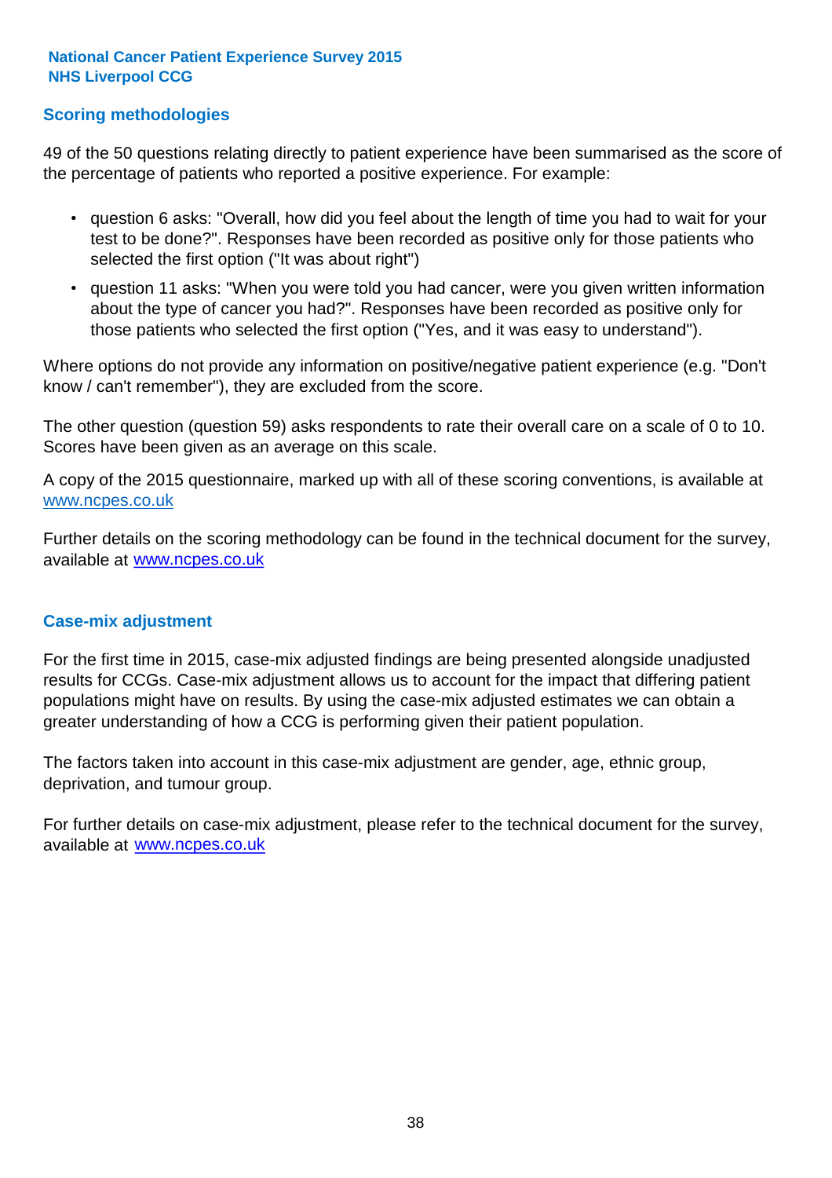## Scoring methodologies

49 of the 50 questions relating directly to patient experience have been summarised as the score of the percentage of patients who reported a positive experience. For example:

- question 6 asks: "Overall, how did you feel about the length of time you had to wait for your test to be done?". Responses have been recorded as positive only for those patients who selected the first option ("It was about right")
- question 11 asks: "When you were told you had cancer, were you given written information about the type of cancer you had?". Responses have been recorded as positive only for those patients who selected the first option ("Yes, and it was easy to understand").

Where options do not provide any information on positive/negative patient experience (e.g. "Don't know / can't remember"), they are excluded from the score.

The other question (question 59) asks respondents to rate their overall care on a scale of 0 to 10. Scores have been given as an average on this scale.

A copy of the 2015 questionnaire, marked up with all of these scoring conventions, is available at www.ncpes.co.uk

Further details on the scoring methodology can be found in the technical document for the survey, available at www.ncpes.co.uk

## Case-mix adjustment

For the first time in 2015, case-mix adjusted findings are being presented alongside unadjusted results for CCGs. Case-mix adjustment allows us to account for the impact that differing patient populations might have on results. By using the case-mix adjusted estimates we can obtain a greater understanding of how a CCG is performing given their patient population.

The factors taken into account in this case-mix adjustment are gender, age, ethnic group, deprivation, and tumour group.

For further details on case-mix adjustment, please refer to the technical document for the survey, available at www.ncpes.co.uk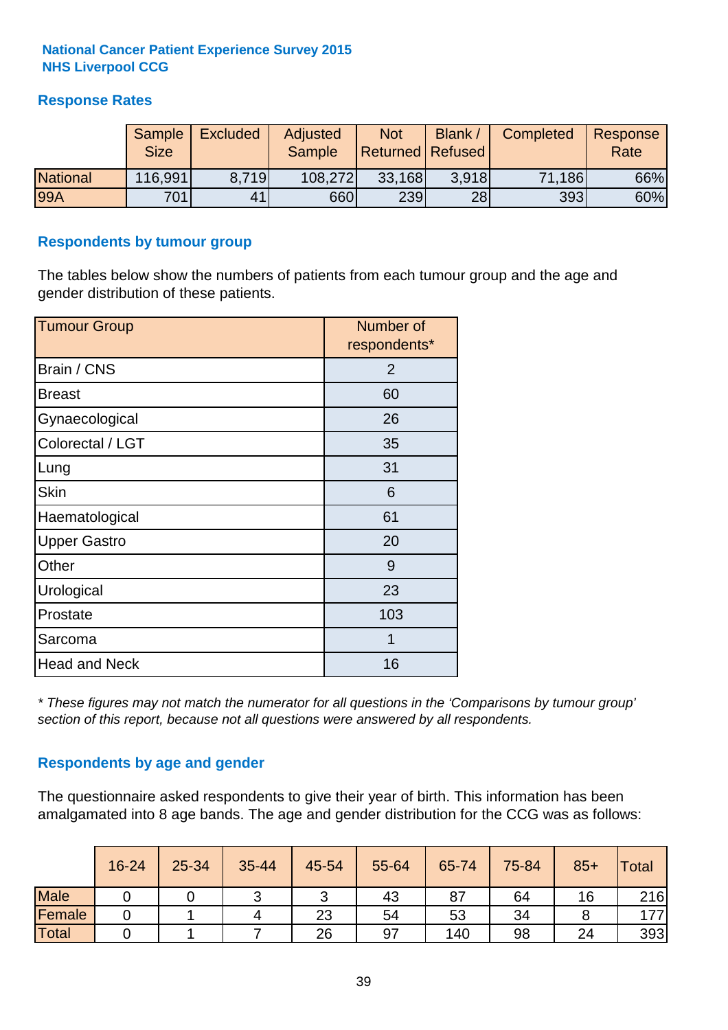**National Cancer Patient Experience Survey 2015**
**NHS Liverpool CCG**

## Response Rates

| | Sample Size | Excluded | Adjusted Sample | Not Returned | Blank / Refused | Completed | Response Rate |
|---|---|---|---|---|---|---|---|
| National | 116,991 | 8,719 | 108,272 | 33,168 | 3,918 | 71,186 | 66% |
| 99A | 701 | 41 | 660 | 239 | 28 | 393 | 60% |

## Respondents by tumour group

The tables below show the numbers of patients from each tumour group and the age and gender distribution of these patients.

| Tumour Group | Number of respondents* |
|---|---|
| Brain / CNS | 2 |
| Breast | 60 |
| Gynaecological | 26 |
| Colorectal / LGT | 35 |
| Lung | 31 |
| Skin | 6 |
| Haematological | 61 |
| Upper Gastro | 20 |
| Other | 9 |
| Urological | 23 |
| Prostate | 103 |
| Sarcoma | 1 |
| Head and Neck | 16 |

*\* These figures may not match the numerator for all questions in the 'Comparisons by tumour group' section of this report, because not all questions were answered by all respondents.*

## Respondents by age and gender

The questionnaire asked respondents to give their year of birth. This information has been amalgamated into 8 age bands. The age and gender distribution for the CCG was as follows:

| | 16-24 | 25-34 | 35-44 | 45-54 | 55-64 | 65-74 | 75-84 | 85+ | Total |
|---|---|---|---|---|---|---|---|---|---|
| Male | 0 | 0 | 3 | 3 | 43 | 87 | 64 | 16 | 216 |
| Female | 0 | 1 | 4 | 23 | 54 | 53 | 34 | 8 | 177 |
| Total | 0 | 1 | 7 | 26 | 97 | 140 | 98 | 24 | 393 |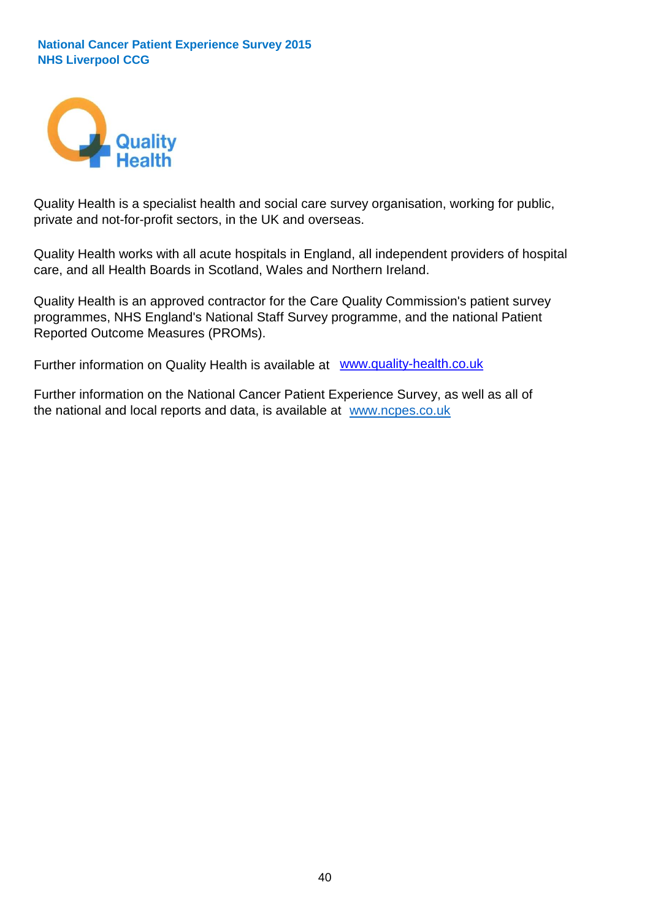Quality Health

Quality Health is a specialist health and social care survey organisation, working for public, private and not-for-profit sectors, in the UK and overseas.

Quality Health works with all acute hospitals in England, all independent providers of hospital care, and all Health Boards in Scotland, Wales and Northern Ireland.

Quality Health is an approved contractor for the Care Quality Commission's patient survey programmes, NHS England's National Staff Survey programme, and the national Patient Reported Outcome Measures (PROMs).

Further information on Quality Health is available at www.quality-health.co.uk

Further information on the National Cancer Patient Experience Survey, as well as all of the national and local reports and data, is available at www.ncpes.co.uk